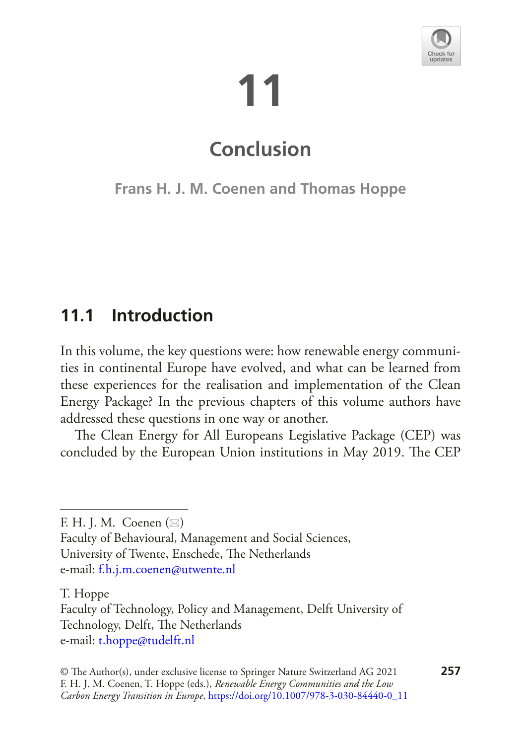# 11

# Conclusion

**Frans H. J. M. Coenen and Thomas Hoppe**

## 11.1 Introduction

In this volume, the key questions were: how renewable energy communities in continental Europe have evolved, and what can be learned from these experiences for the realisation and implementation of the Clean Energy Package? In the previous chapters of this volume authors have addressed these questions in one way or another.

The Clean Energy for All Europeans Legislative Package (CEP) was concluded by the European Union institutions in May 2019. The CEP

---

F. H. J. M. Coenen (✉)
Faculty of Behavioural, Management and Social Sciences,
University of Twente, Enschede, The Netherlands
e-mail: f.h.j.m.coenen@utwente.nl

T. Hoppe
Faculty of Technology, Policy and Management, Delft University of Technology, Delft, The Netherlands
e-mail: t.hoppe@tudelft.nl

© The Author(s), under exclusive license to Springer Nature Switzerland AG 2021
F. H. J. M. Coenen, T. Hoppe (eds.), *Renewable Energy Communities and the Low Carbon Energy Transition in Europe*, https://doi.org/10.1007/978-3-030-84440-0_11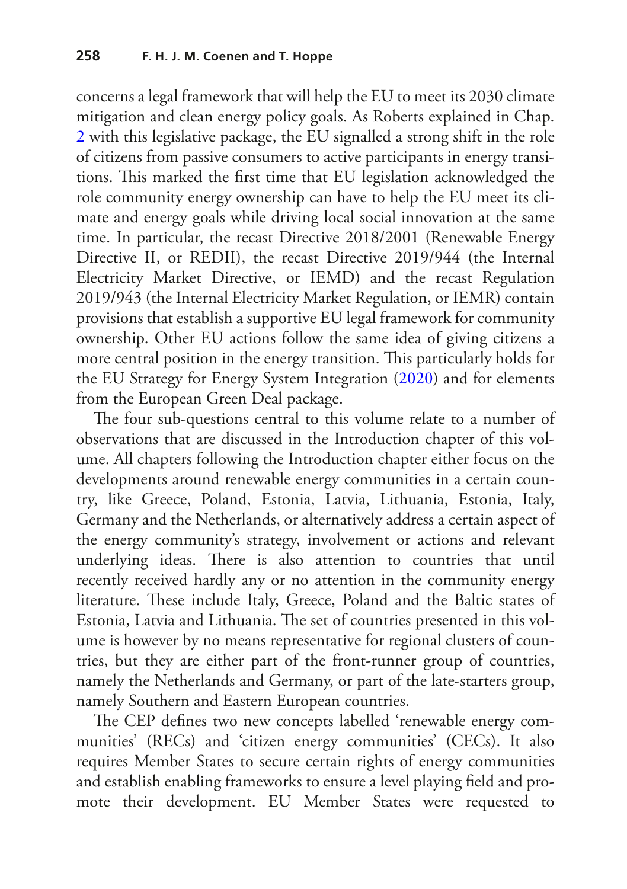concerns a legal framework that will help the EU to meet its 2030 climate mitigation and clean energy policy goals. As Roberts explained in Chap. 2 with this legislative package, the EU signalled a strong shift in the role of citizens from passive consumers to active participants in energy transitions. This marked the first time that EU legislation acknowledged the role community energy ownership can have to help the EU meet its climate and energy goals while driving local social innovation at the same time. In particular, the recast Directive 2018/2001 (Renewable Energy Directive II, or REDII), the recast Directive 2019/944 (the Internal Electricity Market Directive, or IEMD) and the recast Regulation 2019/943 (the Internal Electricity Market Regulation, or IEMR) contain provisions that establish a supportive EU legal framework for community ownership. Other EU actions follow the same idea of giving citizens a more central position in the energy transition. This particularly holds for the EU Strategy for Energy System Integration (2020) and for elements from the European Green Deal package.

The four sub-questions central to this volume relate to a number of observations that are discussed in the Introduction chapter of this volume. All chapters following the Introduction chapter either focus on the developments around renewable energy communities in a certain country, like Greece, Poland, Estonia, Latvia, Lithuania, Estonia, Italy, Germany and the Netherlands, or alternatively address a certain aspect of the energy community's strategy, involvement or actions and relevant underlying ideas. There is also attention to countries that until recently received hardly any or no attention in the community energy literature. These include Italy, Greece, Poland and the Baltic states of Estonia, Latvia and Lithuania. The set of countries presented in this volume is however by no means representative for regional clusters of countries, but they are either part of the front-runner group of countries, namely the Netherlands and Germany, or part of the late-starters group, namely Southern and Eastern European countries.

The CEP defines two new concepts labelled 'renewable energy communities' (RECs) and 'citizen energy communities' (CECs). It also requires Member States to secure certain rights of energy communities and establish enabling frameworks to ensure a level playing field and promote their development. EU Member States were requested to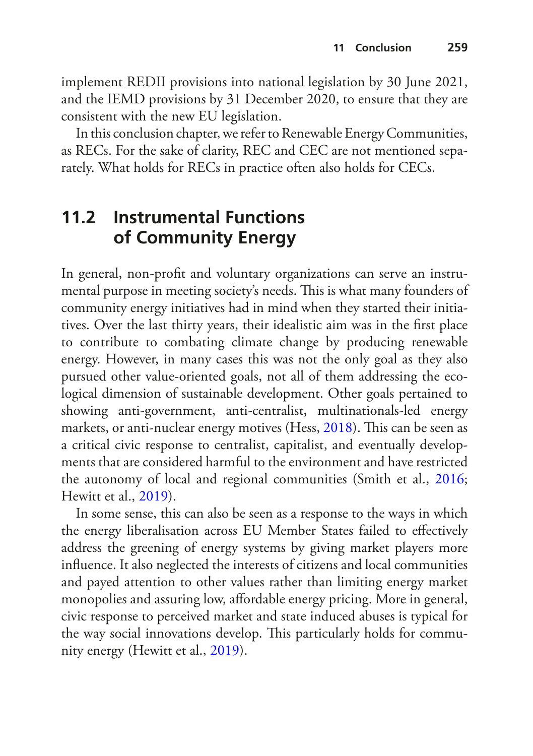implement REDII provisions into national legislation by 30 June 2021, and the IEMD provisions by 31 December 2020, to ensure that they are consistent with the new EU legislation.

In this conclusion chapter, we refer to Renewable Energy Communities, as RECs. For the sake of clarity, REC and CEC are not mentioned separately. What holds for RECs in practice often also holds for CECs.

## 11.2 Instrumental Functions of Community Energy

In general, non-profit and voluntary organizations can serve an instrumental purpose in meeting society's needs. This is what many founders of community energy initiatives had in mind when they started their initiatives. Over the last thirty years, their idealistic aim was in the first place to contribute to combating climate change by producing renewable energy. However, in many cases this was not the only goal as they also pursued other value-oriented goals, not all of them addressing the ecological dimension of sustainable development. Other goals pertained to showing anti-government, anti-centralist, multinationals-led energy markets, or anti-nuclear energy motives (Hess, 2018). This can be seen as a critical civic response to centralist, capitalist, and eventually developments that are considered harmful to the environment and have restricted the autonomy of local and regional communities (Smith et al., 2016; Hewitt et al., 2019).

In some sense, this can also be seen as a response to the ways in which the energy liberalisation across EU Member States failed to effectively address the greening of energy systems by giving market players more influence. It also neglected the interests of citizens and local communities and payed attention to other values rather than limiting energy market monopolies and assuring low, affordable energy pricing. More in general, civic response to perceived market and state induced abuses is typical for the way social innovations develop. This particularly holds for community energy (Hewitt et al., 2019).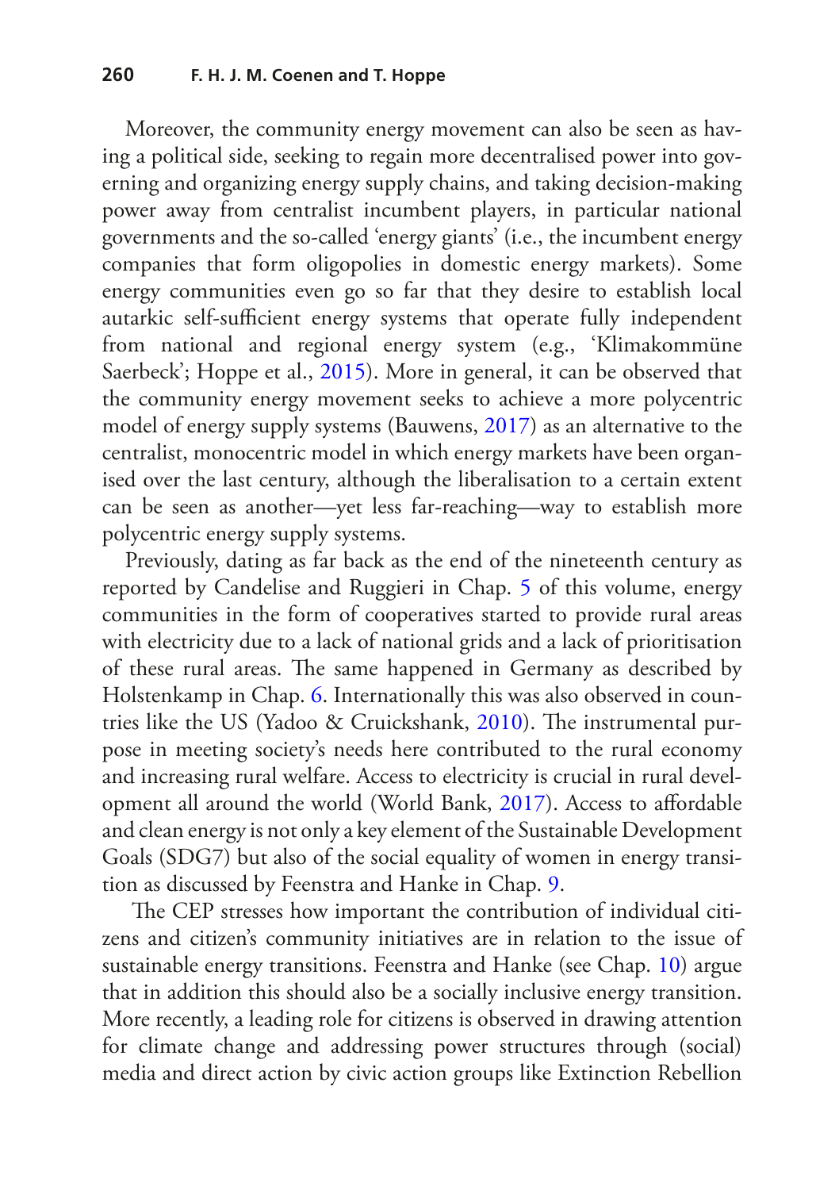Moreover, the community energy movement can also be seen as having a political side, seeking to regain more decentralised power into governing and organizing energy supply chains, and taking decision-making power away from centralist incumbent players, in particular national governments and the so-called 'energy giants' (i.e., the incumbent energy companies that form oligopolies in domestic energy markets). Some energy communities even go so far that they desire to establish local autarkic self-sufficient energy systems that operate fully independent from national and regional energy system (e.g., 'Klimakommüne Saerbeck'; Hoppe et al., 2015). More in general, it can be observed that the community energy movement seeks to achieve a more polycentric model of energy supply systems (Bauwens, 2017) as an alternative to the centralist, monocentric model in which energy markets have been organised over the last century, although the liberalisation to a certain extent can be seen as another—yet less far-reaching—way to establish more polycentric energy supply systems.

Previously, dating as far back as the end of the nineteenth century as reported by Candelise and Ruggieri in Chap. 5 of this volume, energy communities in the form of cooperatives started to provide rural areas with electricity due to a lack of national grids and a lack of prioritisation of these rural areas. The same happened in Germany as described by Holstenkamp in Chap. 6. Internationally this was also observed in countries like the US (Yadoo & Cruickshank, 2010). The instrumental purpose in meeting society's needs here contributed to the rural economy and increasing rural welfare. Access to electricity is crucial in rural development all around the world (World Bank, 2017). Access to affordable and clean energy is not only a key element of the Sustainable Development Goals (SDG7) but also of the social equality of women in energy transition as discussed by Feenstra and Hanke in Chap. 9.

The CEP stresses how important the contribution of individual citizens and citizen's community initiatives are in relation to the issue of sustainable energy transitions. Feenstra and Hanke (see Chap. 10) argue that in addition this should also be a socially inclusive energy transition. More recently, a leading role for citizens is observed in drawing attention for climate change and addressing power structures through (social) media and direct action by civic action groups like Extinction Rebellion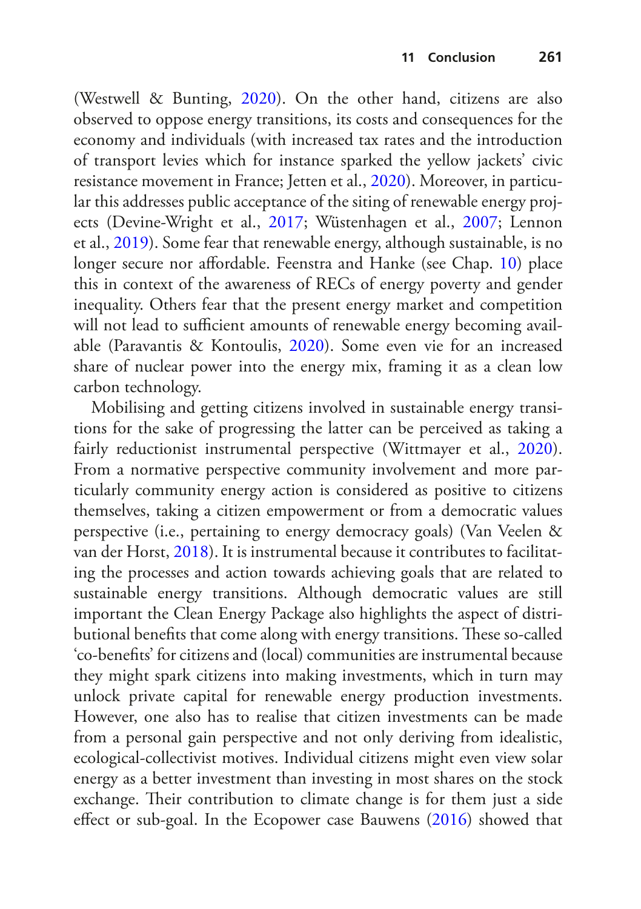(Westwell & Bunting, 2020). On the other hand, citizens are also observed to oppose energy transitions, its costs and consequences for the economy and individuals (with increased tax rates and the introduction of transport levies which for instance sparked the yellow jackets' civic resistance movement in France; Jetten et al., 2020). Moreover, in particular this addresses public acceptance of the siting of renewable energy projects (Devine-Wright et al., 2017; Wüstenhagen et al., 2007; Lennon et al., 2019). Some fear that renewable energy, although sustainable, is no longer secure nor affordable. Feenstra and Hanke (see Chap. 10) place this in context of the awareness of RECs of energy poverty and gender inequality. Others fear that the present energy market and competition will not lead to sufficient amounts of renewable energy becoming available (Paravantis & Kontoulis, 2020). Some even vie for an increased share of nuclear power into the energy mix, framing it as a clean low carbon technology.

Mobilising and getting citizens involved in sustainable energy transitions for the sake of progressing the latter can be perceived as taking a fairly reductionist instrumental perspective (Wittmayer et al., 2020). From a normative perspective community involvement and more particularly community energy action is considered as positive to citizens themselves, taking a citizen empowerment or from a democratic values perspective (i.e., pertaining to energy democracy goals) (Van Veelen & van der Horst, 2018). It is instrumental because it contributes to facilitating the processes and action towards achieving goals that are related to sustainable energy transitions. Although democratic values are still important the Clean Energy Package also highlights the aspect of distributional benefits that come along with energy transitions. These so-called 'co-benefits' for citizens and (local) communities are instrumental because they might spark citizens into making investments, which in turn may unlock private capital for renewable energy production investments. However, one also has to realise that citizen investments can be made from a personal gain perspective and not only deriving from idealistic, ecological-collectivist motives. Individual citizens might even view solar energy as a better investment than investing in most shares on the stock exchange. Their contribution to climate change is for them just a side effect or sub-goal. In the Ecopower case Bauwens (2016) showed that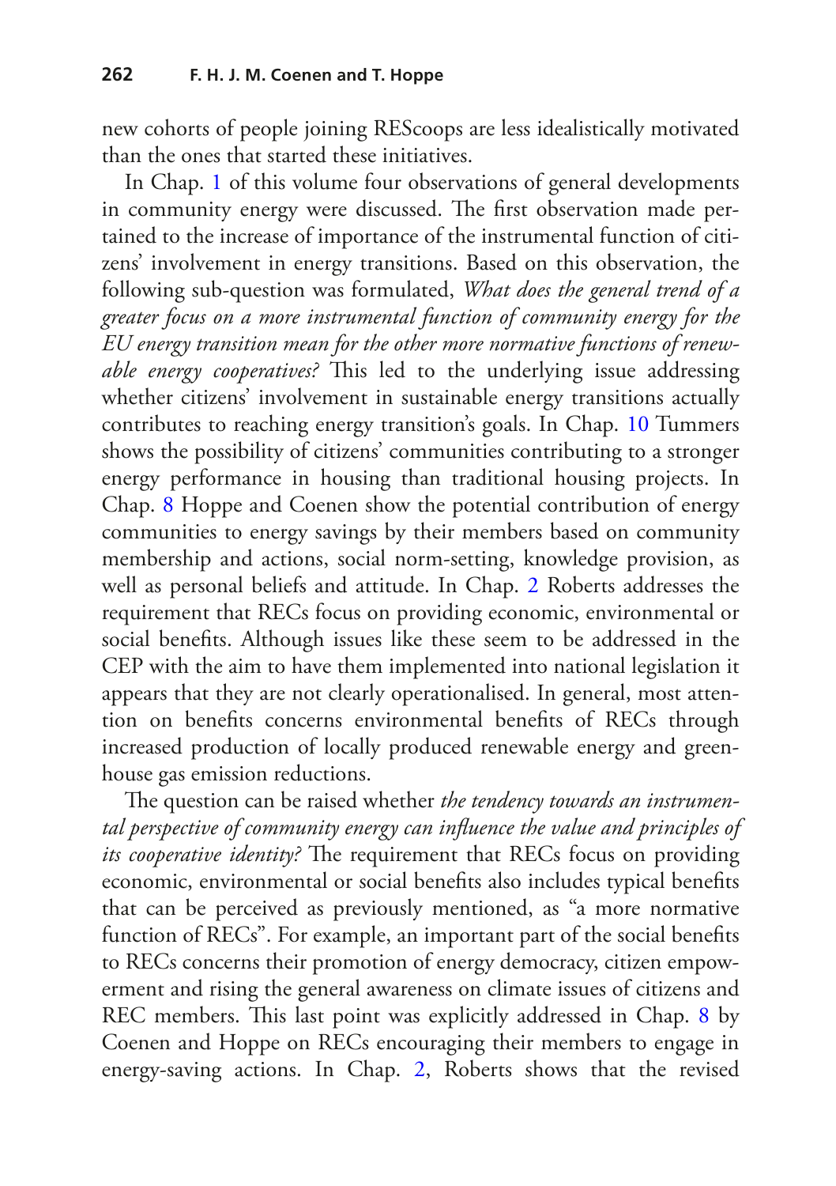new cohorts of people joining REScoops are less idealistically motivated than the ones that started these initiatives.

In Chap. 1 of this volume four observations of general developments in community energy were discussed. The first observation made pertained to the increase of importance of the instrumental function of citizens' involvement in energy transitions. Based on this observation, the following sub-question was formulated, *What does the general trend of a greater focus on a more instrumental function of community energy for the EU energy transition mean for the other more normative functions of renewable energy cooperatives?* This led to the underlying issue addressing whether citizens' involvement in sustainable energy transitions actually contributes to reaching energy transition's goals. In Chap. 10 Tummers shows the possibility of citizens' communities contributing to a stronger energy performance in housing than traditional housing projects. In Chap. 8 Hoppe and Coenen show the potential contribution of energy communities to energy savings by their members based on community membership and actions, social norm-setting, knowledge provision, as well as personal beliefs and attitude. In Chap. 2 Roberts addresses the requirement that RECs focus on providing economic, environmental or social benefits. Although issues like these seem to be addressed in the CEP with the aim to have them implemented into national legislation it appears that they are not clearly operationalised. In general, most attention on benefits concerns environmental benefits of RECs through increased production of locally produced renewable energy and greenhouse gas emission reductions.

The question can be raised whether *the tendency towards an instrumental perspective of community energy can influence the value and principles of its cooperative identity?* The requirement that RECs focus on providing economic, environmental or social benefits also includes typical benefits that can be perceived as previously mentioned, as "a more normative function of RECs". For example, an important part of the social benefits to RECs concerns their promotion of energy democracy, citizen empowerment and rising the general awareness on climate issues of citizens and REC members. This last point was explicitly addressed in Chap. 8 by Coenen and Hoppe on RECs encouraging their members to engage in energy-saving actions. In Chap. 2, Roberts shows that the revised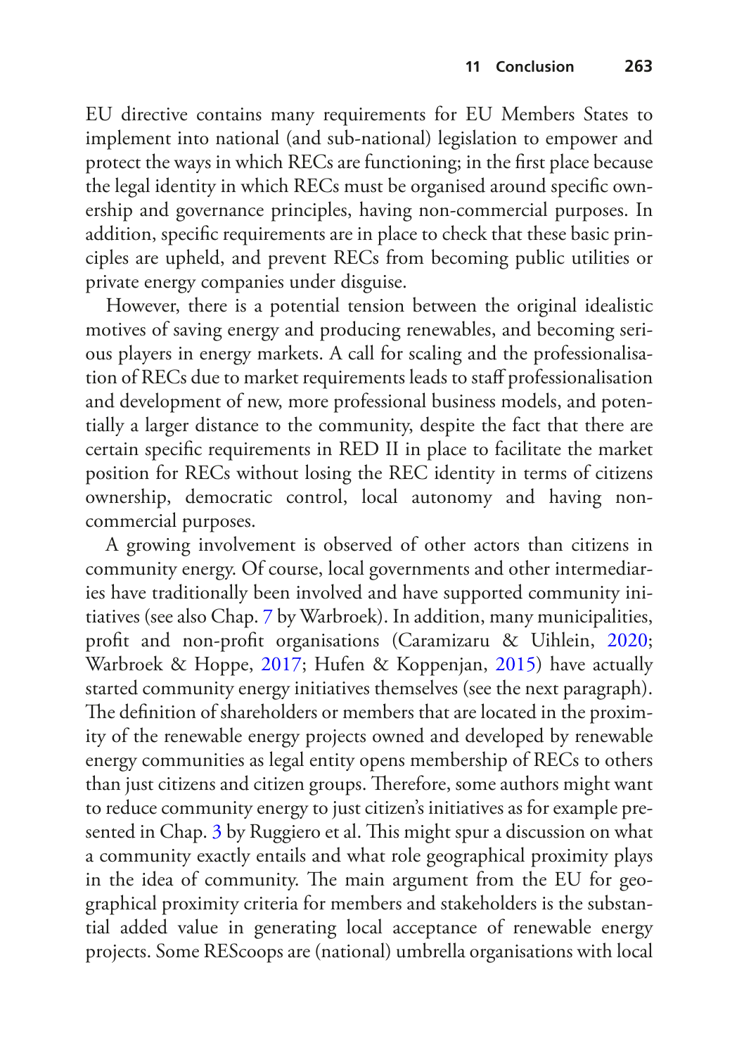EU directive contains many requirements for EU Members States to implement into national (and sub-national) legislation to empower and protect the ways in which RECs are functioning; in the first place because the legal identity in which RECs must be organised around specific ownership and governance principles, having non-commercial purposes. In addition, specific requirements are in place to check that these basic principles are upheld, and prevent RECs from becoming public utilities or private energy companies under disguise.

However, there is a potential tension between the original idealistic motives of saving energy and producing renewables, and becoming serious players in energy markets. A call for scaling and the professionalisation of RECs due to market requirements leads to staff professionalisation and development of new, more professional business models, and potentially a larger distance to the community, despite the fact that there are certain specific requirements in RED II in place to facilitate the market position for RECs without losing the REC identity in terms of citizens ownership, democratic control, local autonomy and having non-commercial purposes.

A growing involvement is observed of other actors than citizens in community energy. Of course, local governments and other intermediaries have traditionally been involved and have supported community initiatives (see also Chap. 7 by Warbroek). In addition, many municipalities, profit and non-profit organisations (Caramizaru & Uihlein, 2020; Warbroek & Hoppe, 2017; Hufen & Koppenjan, 2015) have actually started community energy initiatives themselves (see the next paragraph). The definition of shareholders or members that are located in the proximity of the renewable energy projects owned and developed by renewable energy communities as legal entity opens membership of RECs to others than just citizens and citizen groups. Therefore, some authors might want to reduce community energy to just citizen's initiatives as for example presented in Chap. 3 by Ruggiero et al. This might spur a discussion on what a community exactly entails and what role geographical proximity plays in the idea of community. The main argument from the EU for geographical proximity criteria for members and stakeholders is the substantial added value in generating local acceptance of renewable energy projects. Some REScoops are (national) umbrella organisations with local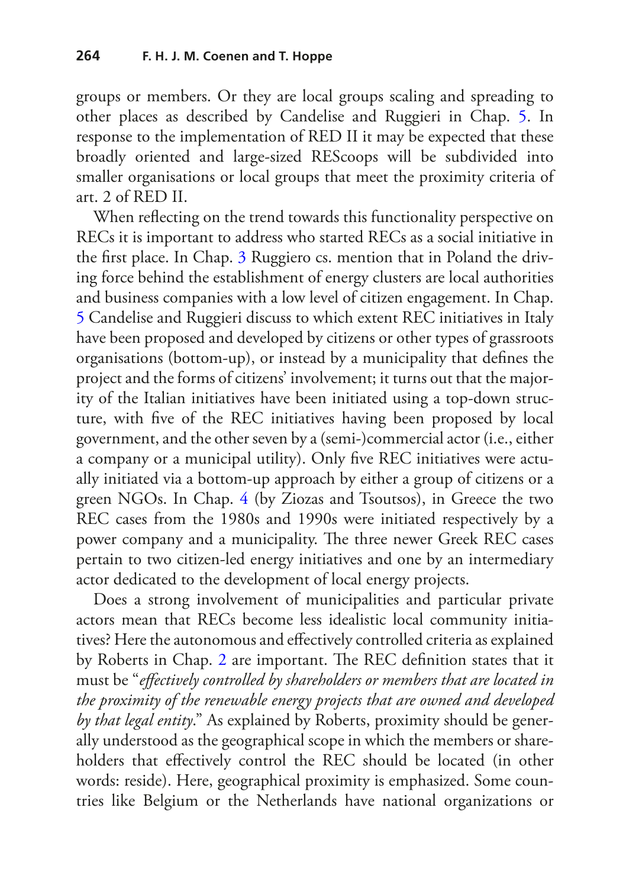groups or members. Or they are local groups scaling and spreading to other places as described by Candelise and Ruggieri in Chap. 5. In response to the implementation of RED II it may be expected that these broadly oriented and large-sized RESCoops will be subdivided into smaller organisations or local groups that meet the proximity criteria of art. 2 of RED II.

When reflecting on the trend towards this functionality perspective on RECs it is important to address who started RECs as a social initiative in the first place. In Chap. 3 Ruggiero cs. mention that in Poland the driving force behind the establishment of energy clusters are local authorities and business companies with a low level of citizen engagement. In Chap. 5 Candelise and Ruggieri discuss to which extent REC initiatives in Italy have been proposed and developed by citizens or other types of grassroots organisations (bottom-up), or instead by a municipality that defines the project and the forms of citizens' involvement; it turns out that the majority of the Italian initiatives have been initiated using a top-down structure, with five of the REC initiatives having been proposed by local government, and the other seven by a (semi-)commercial actor (i.e., either a company or a municipal utility). Only five REC initiatives were actually initiated via a bottom-up approach by either a group of citizens or a green NGOs. In Chap. 4 (by Ziozas and Tsoutsos), in Greece the two REC cases from the 1980s and 1990s were initiated respectively by a power company and a municipality. The three newer Greek REC cases pertain to two citizen-led energy initiatives and one by an intermediary actor dedicated to the development of local energy projects.

Does a strong involvement of municipalities and particular private actors mean that RECs become less idealistic local community initiatives? Here the autonomous and effectively controlled criteria as explained by Roberts in Chap. 2 are important. The REC definition states that it must be "*effectively controlled by shareholders or members that are located in the proximity of the renewable energy projects that are owned and developed by that legal entity*." As explained by Roberts, proximity should be generally understood as the geographical scope in which the members or shareholders that effectively control the REC should be located (in other words: reside). Here, geographical proximity is emphasized. Some countries like Belgium or the Netherlands have national organizations or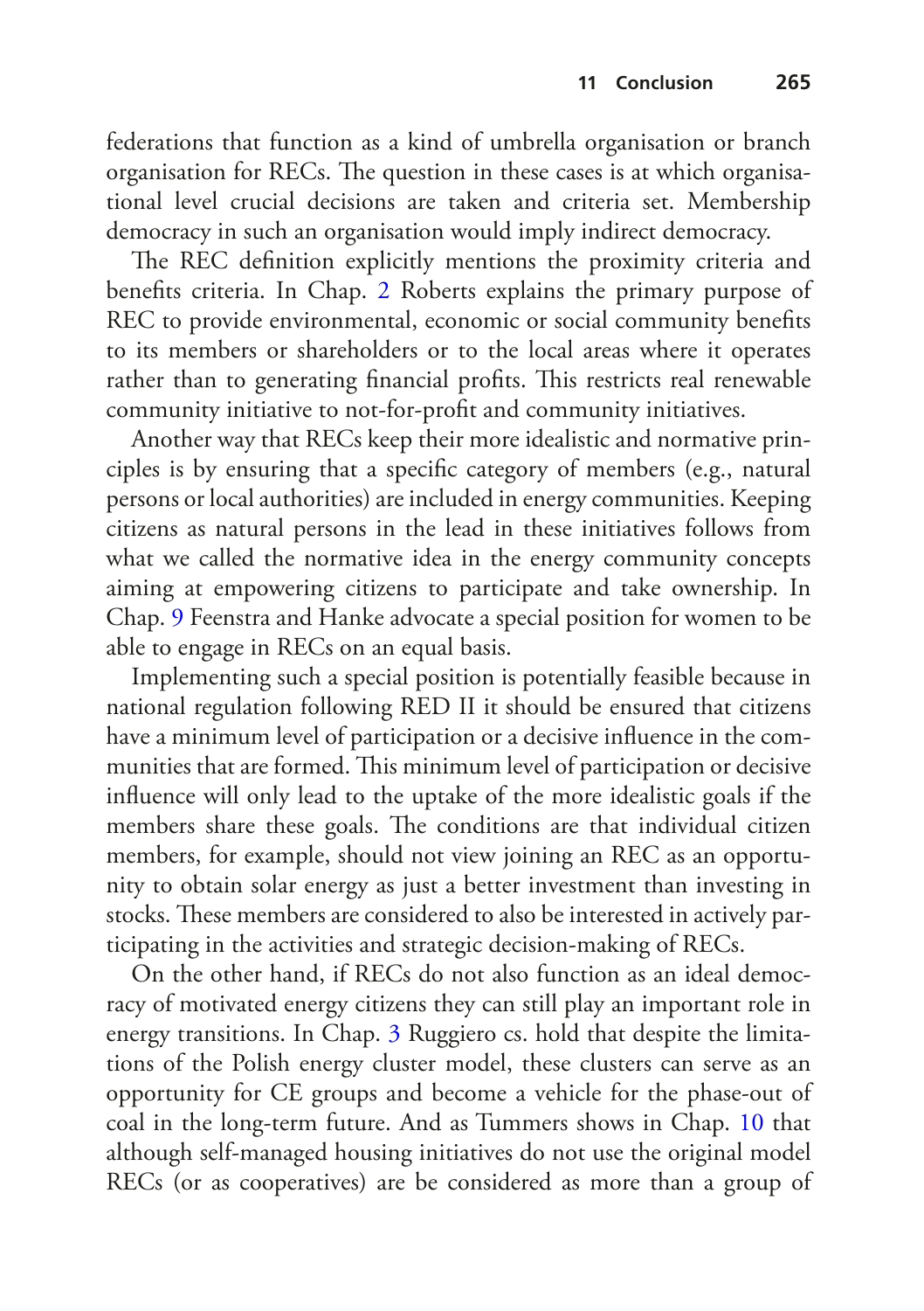federations that function as a kind of umbrella organisation or branch organisation for RECs. The question in these cases is at which organisational level crucial decisions are taken and criteria set. Membership democracy in such an organisation would imply indirect democracy.

The REC definition explicitly mentions the proximity criteria and benefits criteria. In Chap. 2 Roberts explains the primary purpose of REC to provide environmental, economic or social community benefits to its members or shareholders or to the local areas where it operates rather than to generating financial profits. This restricts real renewable community initiative to not-for-profit and community initiatives.

Another way that RECs keep their more idealistic and normative principles is by ensuring that a specific category of members (e.g., natural persons or local authorities) are included in energy communities. Keeping citizens as natural persons in the lead in these initiatives follows from what we called the normative idea in the energy community concepts aiming at empowering citizens to participate and take ownership. In Chap. 9 Feenstra and Hanke advocate a special position for women to be able to engage in RECs on an equal basis.

Implementing such a special position is potentially feasible because in national regulation following RED II it should be ensured that citizens have a minimum level of participation or a decisive influence in the communities that are formed. This minimum level of participation or decisive influence will only lead to the uptake of the more idealistic goals if the members share these goals. The conditions are that individual citizen members, for example, should not view joining an REC as an opportunity to obtain solar energy as just a better investment than investing in stocks. These members are considered to also be interested in actively participating in the activities and strategic decision-making of RECs.

On the other hand, if RECs do not also function as an ideal democracy of motivated energy citizens they can still play an important role in energy transitions. In Chap. 3 Ruggiero cs. hold that despite the limitations of the Polish energy cluster model, these clusters can serve as an opportunity for CE groups and become a vehicle for the phase-out of coal in the long-term future. And as Tummers shows in Chap. 10 that although self-managed housing initiatives do not use the original model RECs (or as cooperatives) are be considered as more than a group of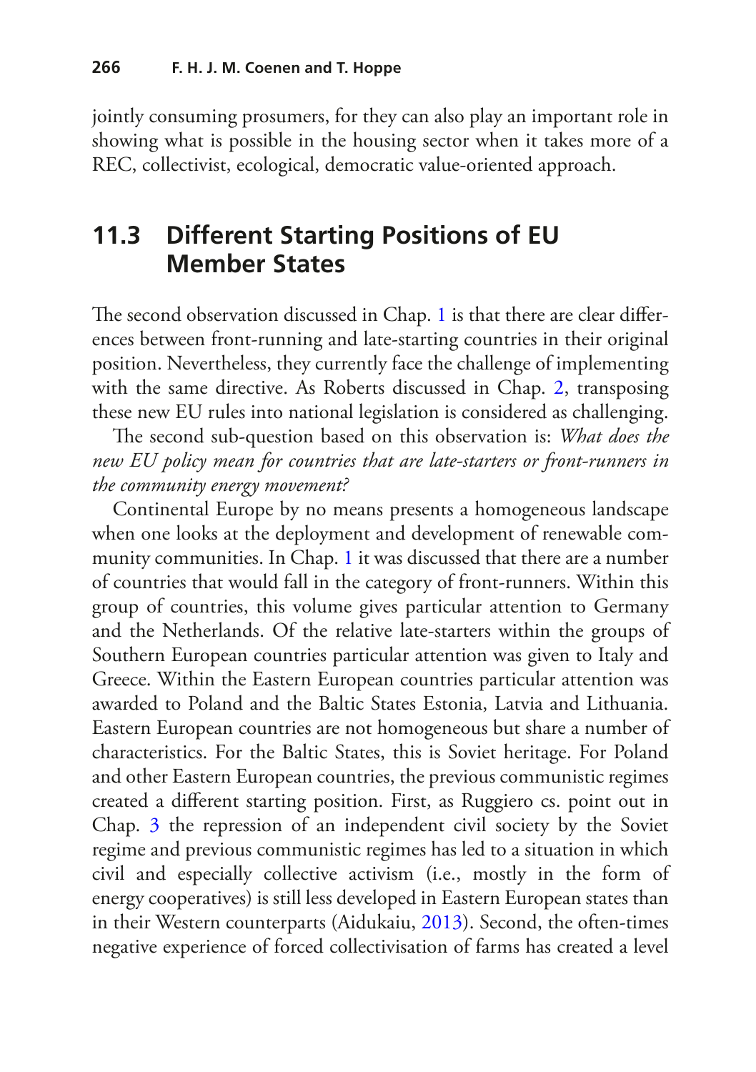jointly consuming prosumers, for they can also play an important role in showing what is possible in the housing sector when it takes more of a REC, collectivist, ecological, democratic value-oriented approach.

## 11.3 Different Starting Positions of EU Member States

The second observation discussed in Chap. 1 is that there are clear differences between front-running and late-starting countries in their original position. Nevertheless, they currently face the challenge of implementing with the same directive. As Roberts discussed in Chap. 2, transposing these new EU rules into national legislation is considered as challenging.

The second sub-question based on this observation is: *What does the new EU policy mean for countries that are late-starters or front-runners in the community energy movement?*

Continental Europe by no means presents a homogeneous landscape when one looks at the deployment and development of renewable community communities. In Chap. 1 it was discussed that there are a number of countries that would fall in the category of front-runners. Within this group of countries, this volume gives particular attention to Germany and the Netherlands. Of the relative late-starters within the groups of Southern European countries particular attention was given to Italy and Greece. Within the Eastern European countries particular attention was awarded to Poland and the Baltic States Estonia, Latvia and Lithuania. Eastern European countries are not homogeneous but share a number of characteristics. For the Baltic States, this is Soviet heritage. For Poland and other Eastern European countries, the previous communistic regimes created a different starting position. First, as Ruggiero cs. point out in Chap. 3 the repression of an independent civil society by the Soviet regime and previous communistic regimes has led to a situation in which civil and especially collective activism (i.e., mostly in the form of energy cooperatives) is still less developed in Eastern European states than in their Western counterparts (Aidukaiu, 2013). Second, the often-times negative experience of forced collectivisation of farms has created a level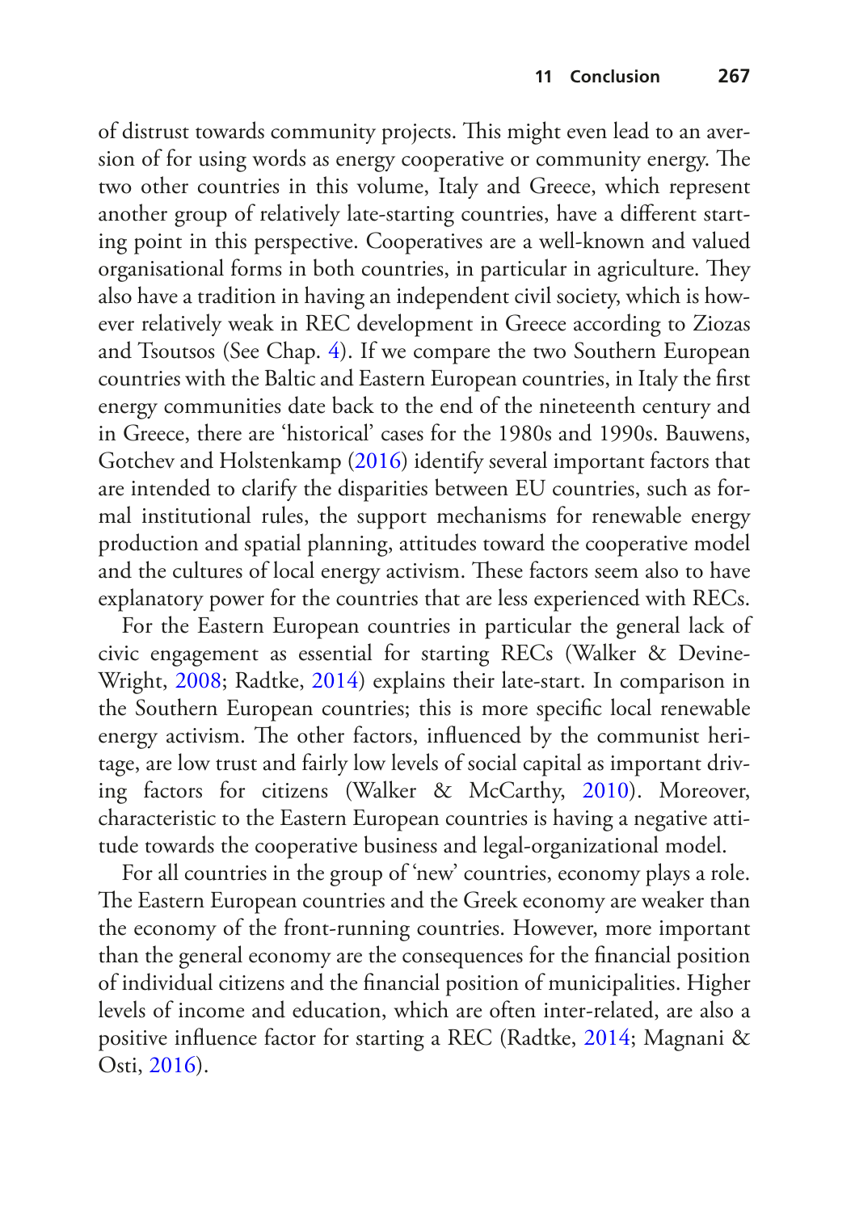of distrust towards community projects. This might even lead to an aversion of for using words as energy cooperative or community energy. The two other countries in this volume, Italy and Greece, which represent another group of relatively late-starting countries, have a different starting point in this perspective. Cooperatives are a well-known and valued organisational forms in both countries, in particular in agriculture. They also have a tradition in having an independent civil society, which is however relatively weak in REC development in Greece according to Ziozas and Tsoutsos (See Chap. 4). If we compare the two Southern European countries with the Baltic and Eastern European countries, in Italy the first energy communities date back to the end of the nineteenth century and in Greece, there are 'historical' cases for the 1980s and 1990s. Bauwens, Gotchev and Holstenkamp (2016) identify several important factors that are intended to clarify the disparities between EU countries, such as formal institutional rules, the support mechanisms for renewable energy production and spatial planning, attitudes toward the cooperative model and the cultures of local energy activism. These factors seem also to have explanatory power for the countries that are less experienced with RECs.

For the Eastern European countries in particular the general lack of civic engagement as essential for starting RECs (Walker & Devine-Wright, 2008; Radtke, 2014) explains their late-start. In comparison in the Southern European countries; this is more specific local renewable energy activism. The other factors, influenced by the communist heritage, are low trust and fairly low levels of social capital as important driving factors for citizens (Walker & McCarthy, 2010). Moreover, characteristic to the Eastern European countries is having a negative attitude towards the cooperative business and legal-organizational model.

For all countries in the group of 'new' countries, economy plays a role. The Eastern European countries and the Greek economy are weaker than the economy of the front-running countries. However, more important than the general economy are the consequences for the financial position of individual citizens and the financial position of municipalities. Higher levels of income and education, which are often inter-related, are also a positive influence factor for starting a REC (Radtke, 2014; Magnani & Osti, 2016).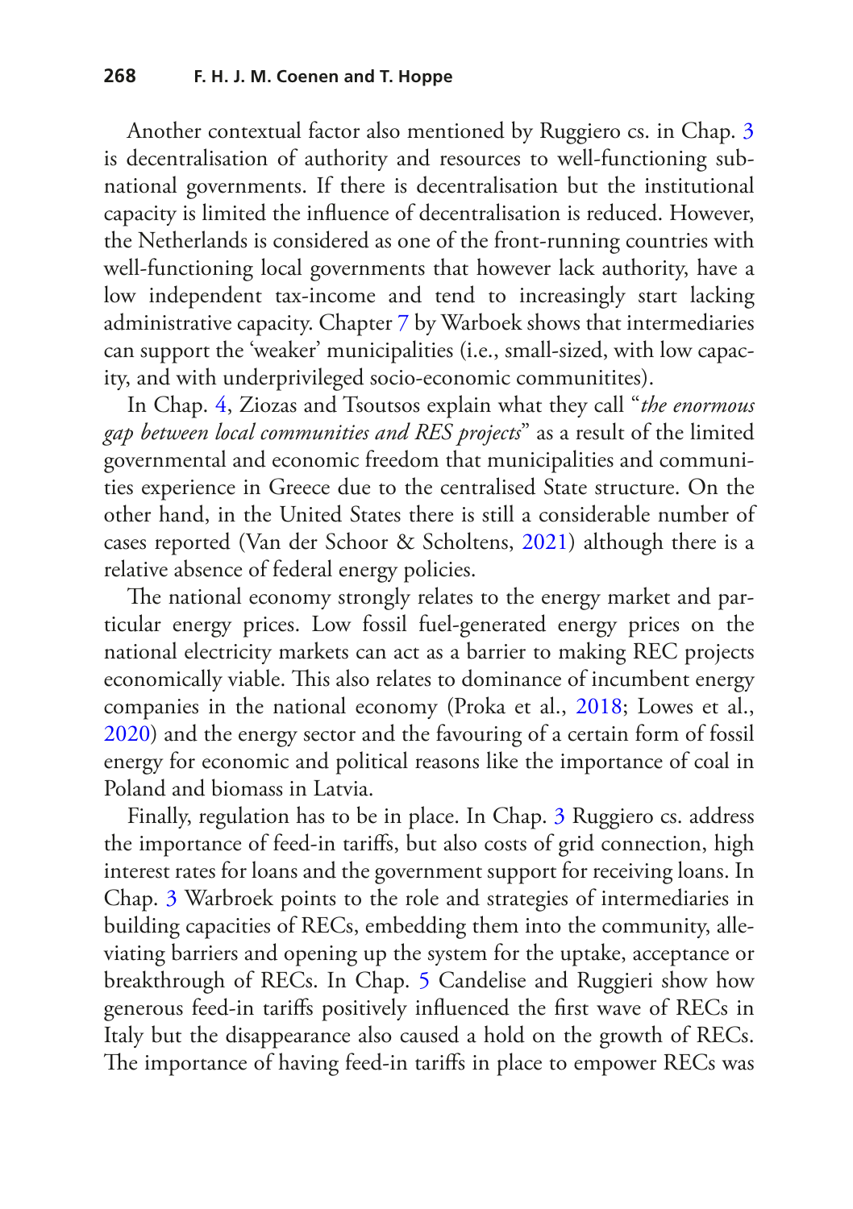Another contextual factor also mentioned by Ruggiero cs. in Chap. 3 is decentralisation of authority and resources to well-functioning sub-national governments. If there is decentralisation but the institutional capacity is limited the influence of decentralisation is reduced. However, the Netherlands is considered as one of the front-running countries with well-functioning local governments that however lack authority, have a low independent tax-income and tend to increasingly start lacking administrative capacity. Chapter 7 by Warboek shows that intermediaries can support the 'weaker' municipalities (i.e., small-sized, with low capacity, and with underprivileged socio-economic communitites).

In Chap. 4, Ziozas and Tsoutsos explain what they call "*the enormous gap between local communities and RES projects*" as a result of the limited governmental and economic freedom that municipalities and communities experience in Greece due to the centralised State structure. On the other hand, in the United States there is still a considerable number of cases reported (Van der Schoor & Scholtens, 2021) although there is a relative absence of federal energy policies.

The national economy strongly relates to the energy market and particular energy prices. Low fossil fuel-generated energy prices on the national electricity markets can act as a barrier to making REC projects economically viable. This also relates to dominance of incumbent energy companies in the national economy (Proka et al., 2018; Lowes et al., 2020) and the energy sector and the favouring of a certain form of fossil energy for economic and political reasons like the importance of coal in Poland and biomass in Latvia.

Finally, regulation has to be in place. In Chap. 3 Ruggiero cs. address the importance of feed-in tariffs, but also costs of grid connection, high interest rates for loans and the government support for receiving loans. In Chap. 3 Warbroek points to the role and strategies of intermediaries in building capacities of RECs, embedding them into the community, alleviating barriers and opening up the system for the uptake, acceptance or breakthrough of RECs. In Chap. 5 Candelise and Ruggieri show how generous feed-in tariffs positively influenced the first wave of RECs in Italy but the disappearance also caused a hold on the growth of RECs. The importance of having feed-in tariffs in place to empower RECs was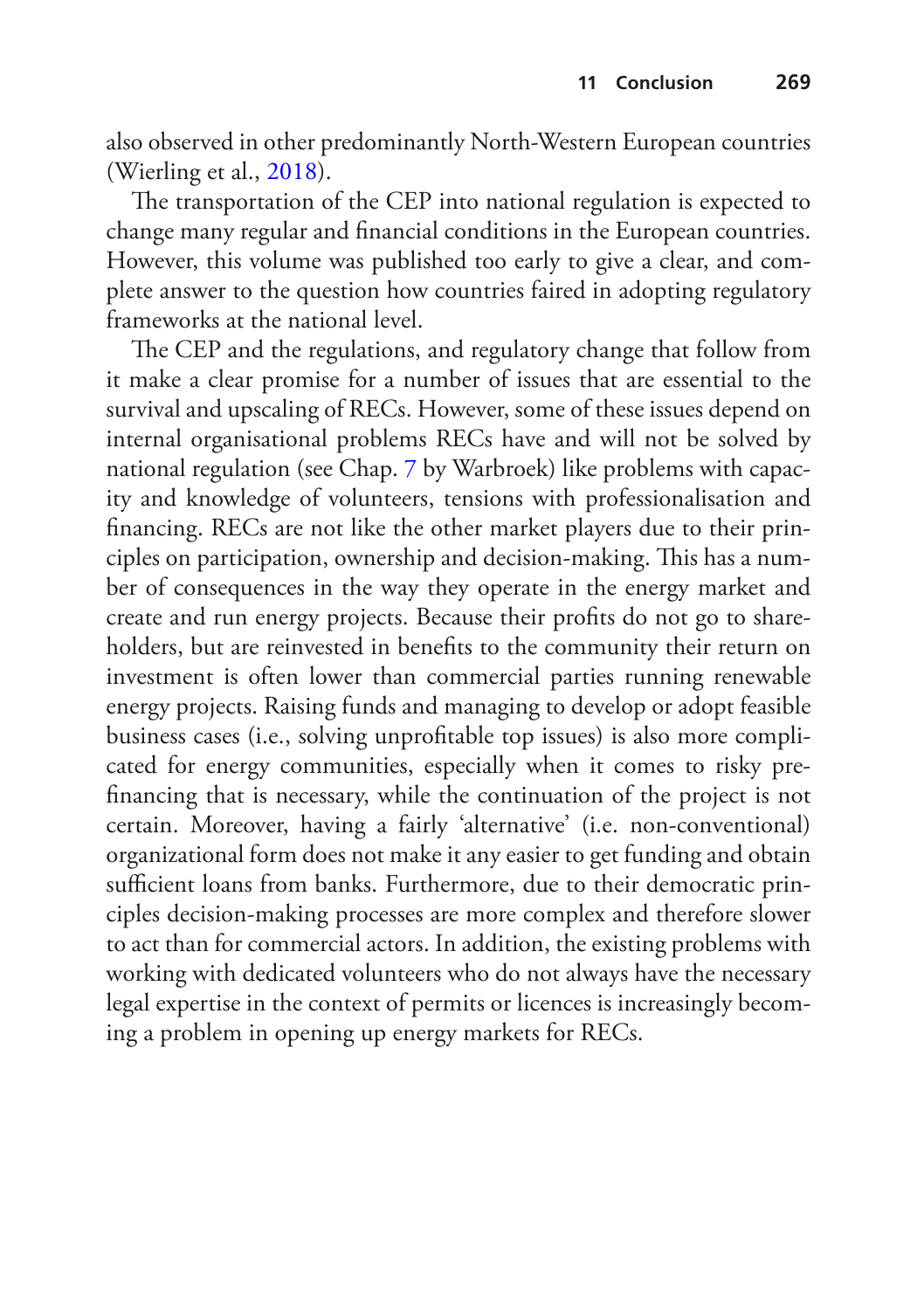also observed in other predominantly North-Western European countries (Wierling et al., 2018).

The transportation of the CEP into national regulation is expected to change many regular and financial conditions in the European countries. However, this volume was published too early to give a clear, and complete answer to the question how countries faired in adopting regulatory frameworks at the national level.

The CEP and the regulations, and regulatory change that follow from it make a clear promise for a number of issues that are essential to the survival and upscaling of RECs. However, some of these issues depend on internal organisational problems RECs have and will not be solved by national regulation (see Chap. 7 by Warbroek) like problems with capacity and knowledge of volunteers, tensions with professionalisation and financing. RECs are not like the other market players due to their principles on participation, ownership and decision-making. This has a number of consequences in the way they operate in the energy market and create and run energy projects. Because their profits do not go to shareholders, but are reinvested in benefits to the community their return on investment is often lower than commercial parties running renewable energy projects. Raising funds and managing to develop or adopt feasible business cases (i.e., solving unprofitable top issues) is also more complicated for energy communities, especially when it comes to risky prefinancing that is necessary, while the continuation of the project is not certain. Moreover, having a fairly 'alternative' (i.e. non-conventional) organizational form does not make it any easier to get funding and obtain sufficient loans from banks. Furthermore, due to their democratic principles decision-making processes are more complex and therefore slower to act than for commercial actors. In addition, the existing problems with working with dedicated volunteers who do not always have the necessary legal expertise in the context of permits or licences is increasingly becoming a problem in opening up energy markets for RECs.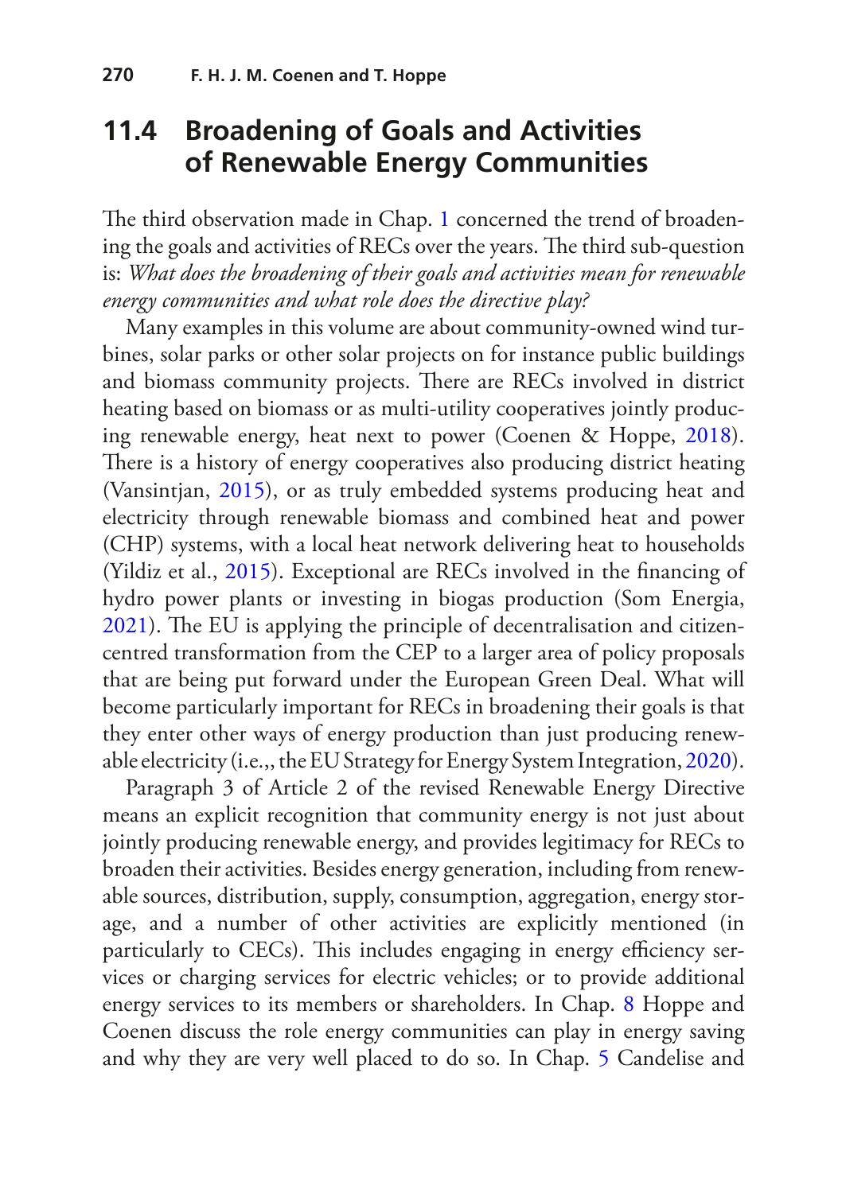## 11.4 Broadening of Goals and Activities of Renewable Energy Communities

The third observation made in Chap. 1 concerned the trend of broadening the goals and activities of RECs over the years. The third sub-question is: *What does the broadening of their goals and activities mean for renewable energy communities and what role does the directive play?*

Many examples in this volume are about community-owned wind turbines, solar parks or other solar projects on for instance public buildings and biomass community projects. There are RECs involved in district heating based on biomass or as multi-utility cooperatives jointly producing renewable energy, heat next to power (Coenen & Hoppe, 2018). There is a history of energy cooperatives also producing district heating (Vansintjan, 2015), or as truly embedded systems producing heat and electricity through renewable biomass and combined heat and power (CHP) systems, with a local heat network delivering heat to households (Yildiz et al., 2015). Exceptional are RECs involved in the financing of hydro power plants or investing in biogas production (Som Energia, 2021). The EU is applying the principle of decentralisation and citizen-centred transformation from the CEP to a larger area of policy proposals that are being put forward under the European Green Deal. What will become particularly important for RECs in broadening their goals is that they enter other ways of energy production than just producing renewable electricity (i.e.,, the EU Strategy for Energy System Integration, 2020).

Paragraph 3 of Article 2 of the revised Renewable Energy Directive means an explicit recognition that community energy is not just about jointly producing renewable energy, and provides legitimacy for RECs to broaden their activities. Besides energy generation, including from renewable sources, distribution, supply, consumption, aggregation, energy storage, and a number of other activities are explicitly mentioned (in particularly to CECs). This includes engaging in energy efficiency services or charging services for electric vehicles; or to provide additional energy services to its members or shareholders. In Chap. 8 Hoppe and Coenen discuss the role energy communities can play in energy saving and why they are very well placed to do so. In Chap. 5 Candelise and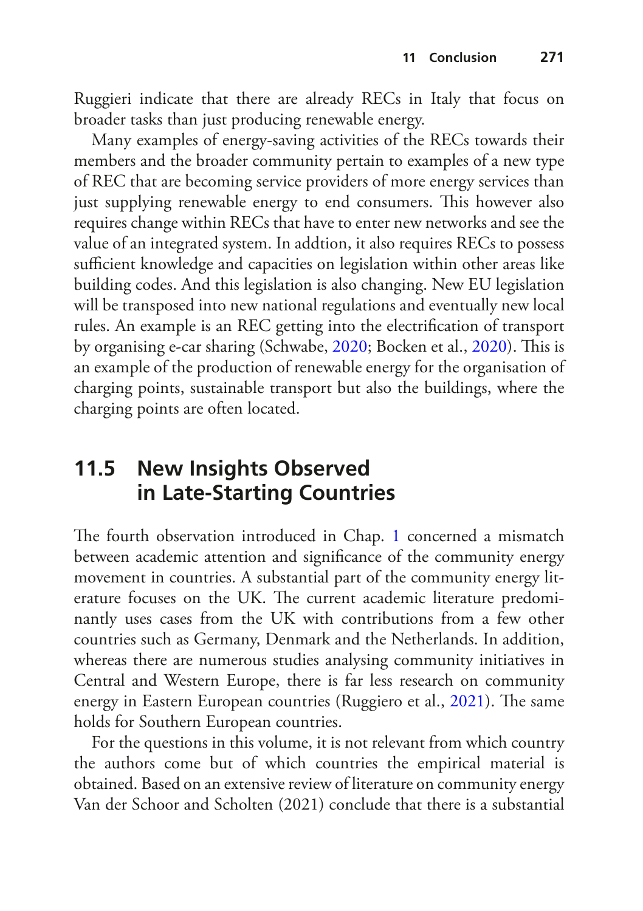Ruggieri indicate that there are already RECs in Italy that focus on broader tasks than just producing renewable energy.

Many examples of energy-saving activities of the RECs towards their members and the broader community pertain to examples of a new type of REC that are becoming service providers of more energy services than just supplying renewable energy to end consumers. This however also requires change within RECs that have to enter new networks and see the value of an integrated system. In addtion, it also requires RECs to possess sufficient knowledge and capacities on legislation within other areas like building codes. And this legislation is also changing. New EU legislation will be transposed into new national regulations and eventually new local rules. An example is an REC getting into the electrification of transport by organising e-car sharing (Schwabe, 2020; Bocken et al., 2020). This is an example of the production of renewable energy for the organisation of charging points, sustainable transport but also the buildings, where the charging points are often located.

## 11.5 New Insights Observed in Late-Starting Countries

The fourth observation introduced in Chap. 1 concerned a mismatch between academic attention and significance of the community energy movement in countries. A substantial part of the community energy literature focuses on the UK. The current academic literature predominantly uses cases from the UK with contributions from a few other countries such as Germany, Denmark and the Netherlands. In addition, whereas there are numerous studies analysing community initiatives in Central and Western Europe, there is far less research on community energy in Eastern European countries (Ruggiero et al., 2021). The same holds for Southern European countries.

For the questions in this volume, it is not relevant from which country the authors come but of which countries the empirical material is obtained. Based on an extensive review of literature on community energy Van der Schoor and Scholten (2021) conclude that there is a substantial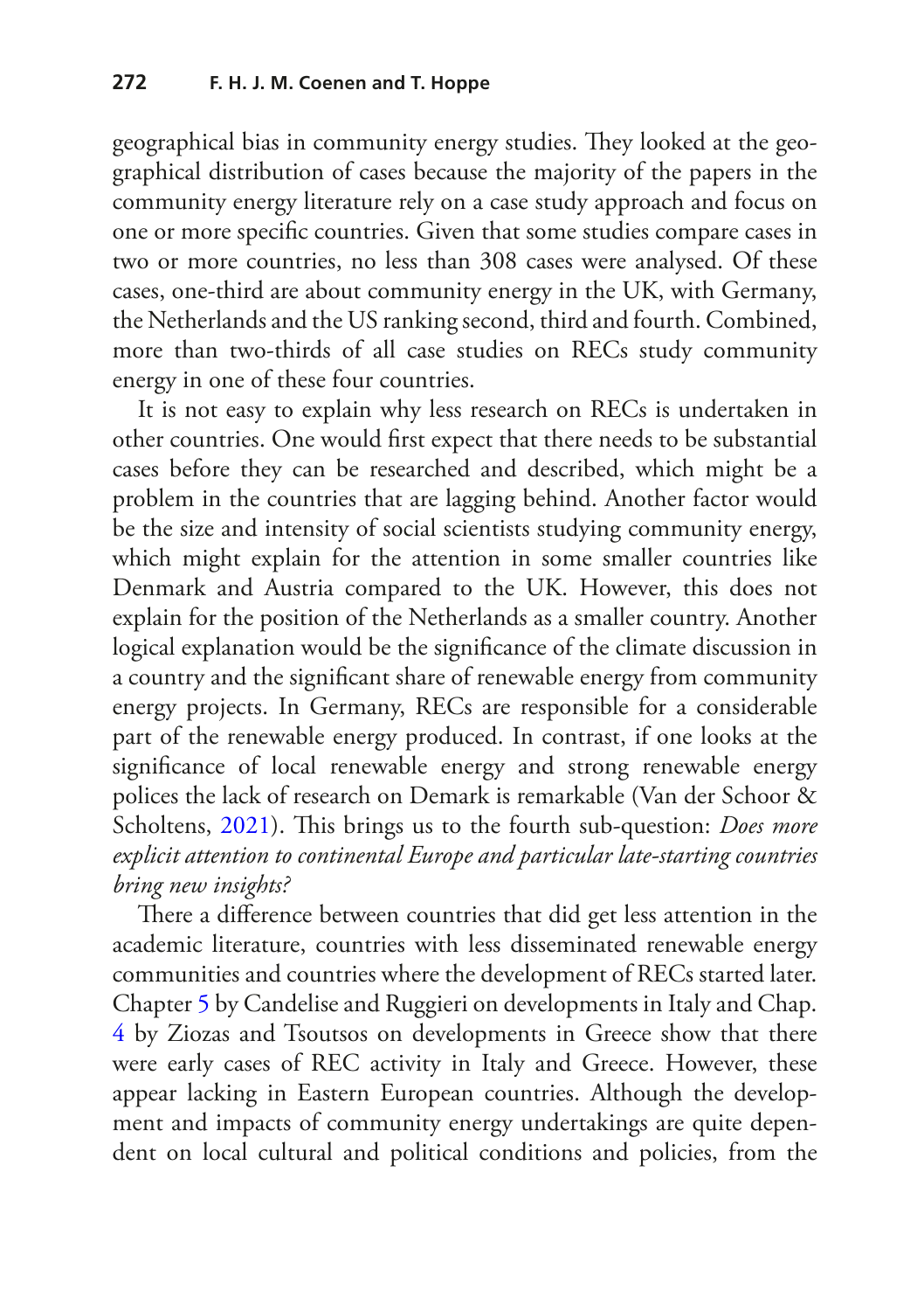geographical bias in community energy studies. They looked at the geographical distribution of cases because the majority of the papers in the community energy literature rely on a case study approach and focus on one or more specific countries. Given that some studies compare cases in two or more countries, no less than 308 cases were analysed. Of these cases, one-third are about community energy in the UK, with Germany, the Netherlands and the US ranking second, third and fourth. Combined, more than two-thirds of all case studies on RECs study community energy in one of these four countries.

It is not easy to explain why less research on RECs is undertaken in other countries. One would first expect that there needs to be substantial cases before they can be researched and described, which might be a problem in the countries that are lagging behind. Another factor would be the size and intensity of social scientists studying community energy, which might explain for the attention in some smaller countries like Denmark and Austria compared to the UK. However, this does not explain for the position of the Netherlands as a smaller country. Another logical explanation would be the significance of the climate discussion in a country and the significant share of renewable energy from community energy projects. In Germany, RECs are responsible for a considerable part of the renewable energy produced. In contrast, if one looks at the significance of local renewable energy and strong renewable energy polices the lack of research on Demark is remarkable (Van der Schoor & Scholtens, 2021). This brings us to the fourth sub-question: *Does more explicit attention to continental Europe and particular late-starting countries bring new insights?*

There a difference between countries that did get less attention in the academic literature, countries with less disseminated renewable energy communities and countries where the development of RECs started later. Chapter 5 by Candelise and Ruggieri on developments in Italy and Chap. 4 by Ziozas and Tsoutsos on developments in Greece show that there were early cases of REC activity in Italy and Greece. However, these appear lacking in Eastern European countries. Although the development and impacts of community energy undertakings are quite dependent on local cultural and political conditions and policies, from the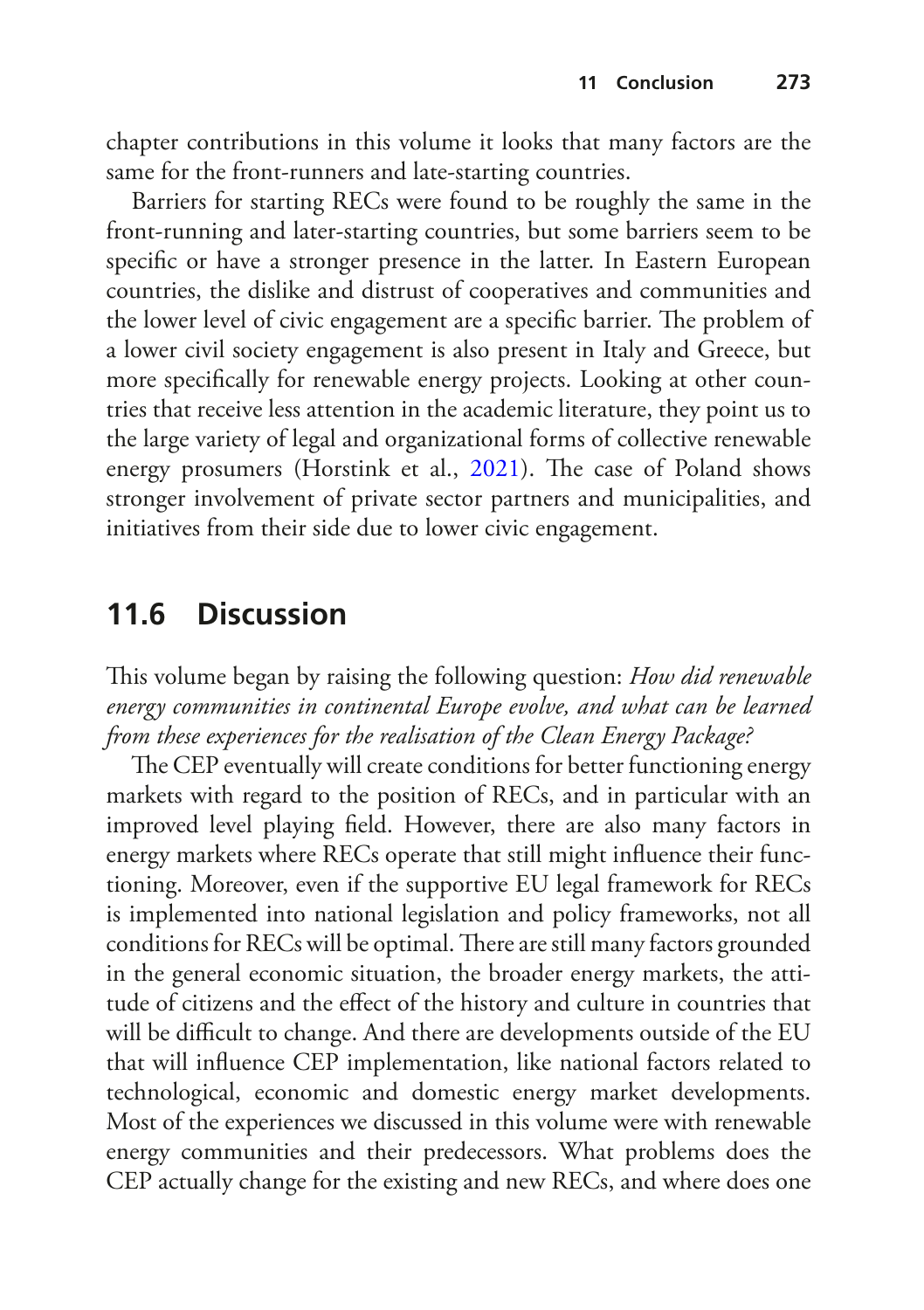chapter contributions in this volume it looks that many factors are the same for the front-runners and late-starting countries.

Barriers for starting RECs were found to be roughly the same in the front-running and later-starting countries, but some barriers seem to be specific or have a stronger presence in the latter. In Eastern European countries, the dislike and distrust of cooperatives and communities and the lower level of civic engagement are a specific barrier. The problem of a lower civil society engagement is also present in Italy and Greece, but more specifically for renewable energy projects. Looking at other countries that receive less attention in the academic literature, they point us to the large variety of legal and organizational forms of collective renewable energy prosumers (Horstink et al., 2021). The case of Poland shows stronger involvement of private sector partners and municipalities, and initiatives from their side due to lower civic engagement.

## 11.6 Discussion

This volume began by raising the following question: *How did renewable energy communities in continental Europe evolve, and what can be learned from these experiences for the realisation of the Clean Energy Package?*

The CEP eventually will create conditions for better functioning energy markets with regard to the position of RECs, and in particular with an improved level playing field. However, there are also many factors in energy markets where RECs operate that still might influence their functioning. Moreover, even if the supportive EU legal framework for RECs is implemented into national legislation and policy frameworks, not all conditions for RECs will be optimal. There are still many factors grounded in the general economic situation, the broader energy markets, the attitude of citizens and the effect of the history and culture in countries that will be difficult to change. And there are developments outside of the EU that will influence CEP implementation, like national factors related to technological, economic and domestic energy market developments. Most of the experiences we discussed in this volume were with renewable energy communities and their predecessors. What problems does the CEP actually change for the existing and new RECs, and where does one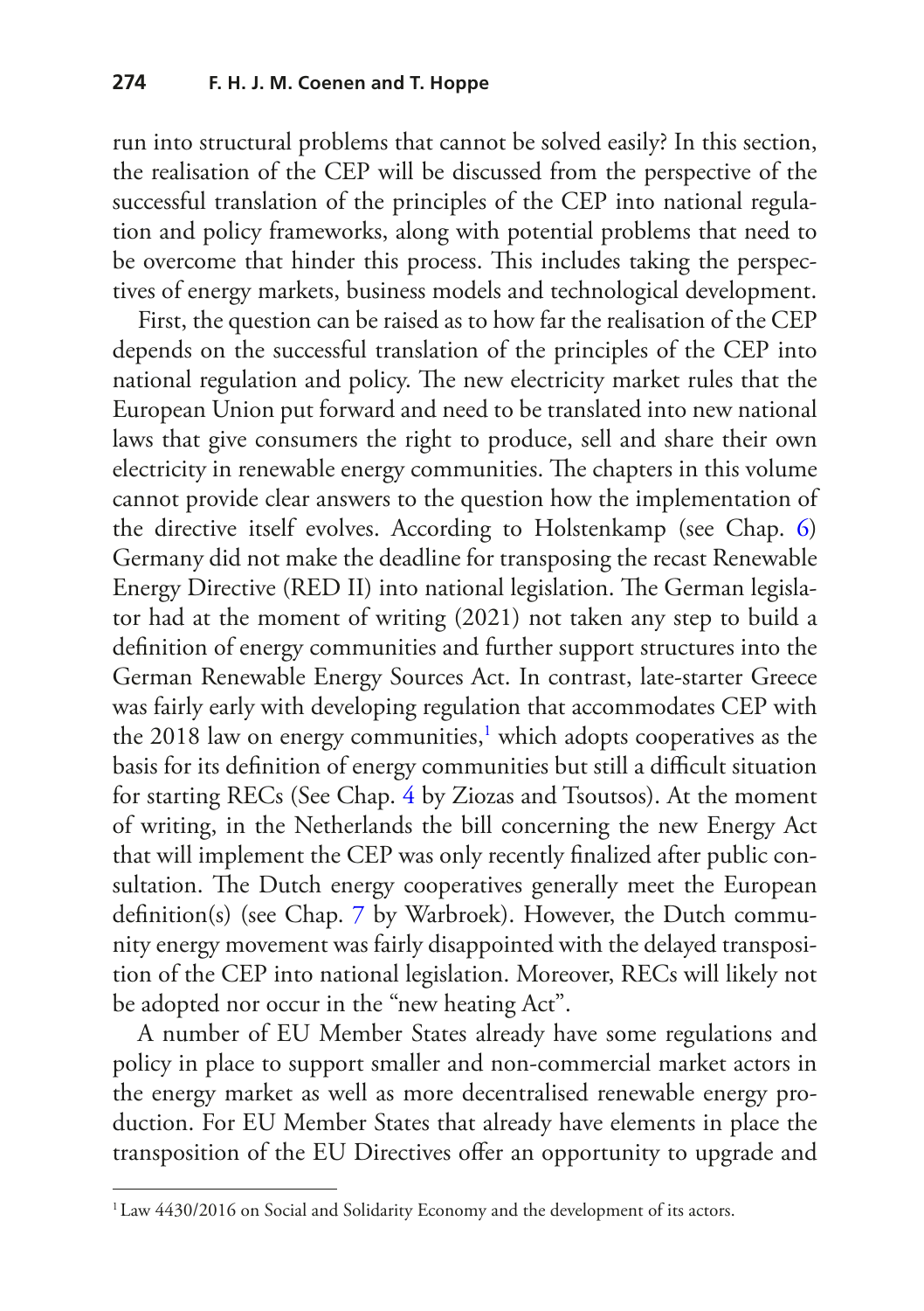run into structural problems that cannot be solved easily? In this section, the realisation of the CEP will be discussed from the perspective of the successful translation of the principles of the CEP into national regulation and policy frameworks, along with potential problems that need to be overcome that hinder this process. This includes taking the perspectives of energy markets, business models and technological development.

First, the question can be raised as to how far the realisation of the CEP depends on the successful translation of the principles of the CEP into national regulation and policy. The new electricity market rules that the European Union put forward and need to be translated into new national laws that give consumers the right to produce, sell and share their own electricity in renewable energy communities. The chapters in this volume cannot provide clear answers to the question how the implementation of the directive itself evolves. According to Holstenkamp (see Chap. 6) Germany did not make the deadline for transposing the recast Renewable Energy Directive (RED II) into national legislation. The German legislator had at the moment of writing (2021) not taken any step to build a definition of energy communities and further support structures into the German Renewable Energy Sources Act. In contrast, late-starter Greece was fairly early with developing regulation that accommodates CEP with the 2018 law on energy communities,[1] which adopts cooperatives as the basis for its definition of energy communities but still a difficult situation for starting RECs (See Chap. 4 by Ziozas and Tsoutsos). At the moment of writing, in the Netherlands the bill concerning the new Energy Act that will implement the CEP was only recently finalized after public consultation. The Dutch energy cooperatives generally meet the European definition(s) (see Chap. 7 by Warbroek). However, the Dutch community energy movement was fairly disappointed with the delayed transposition of the CEP into national legislation. Moreover, RECs will likely not be adopted nor occur in the "new heating Act".

A number of EU Member States already have some regulations and policy in place to support smaller and non-commercial market actors in the energy market as well as more decentralised renewable energy production. For EU Member States that already have elements in place the transposition of the EU Directives offer an opportunity to upgrade and

[1] Law 4430/2016 on Social and Solidarity Economy and the development of its actors.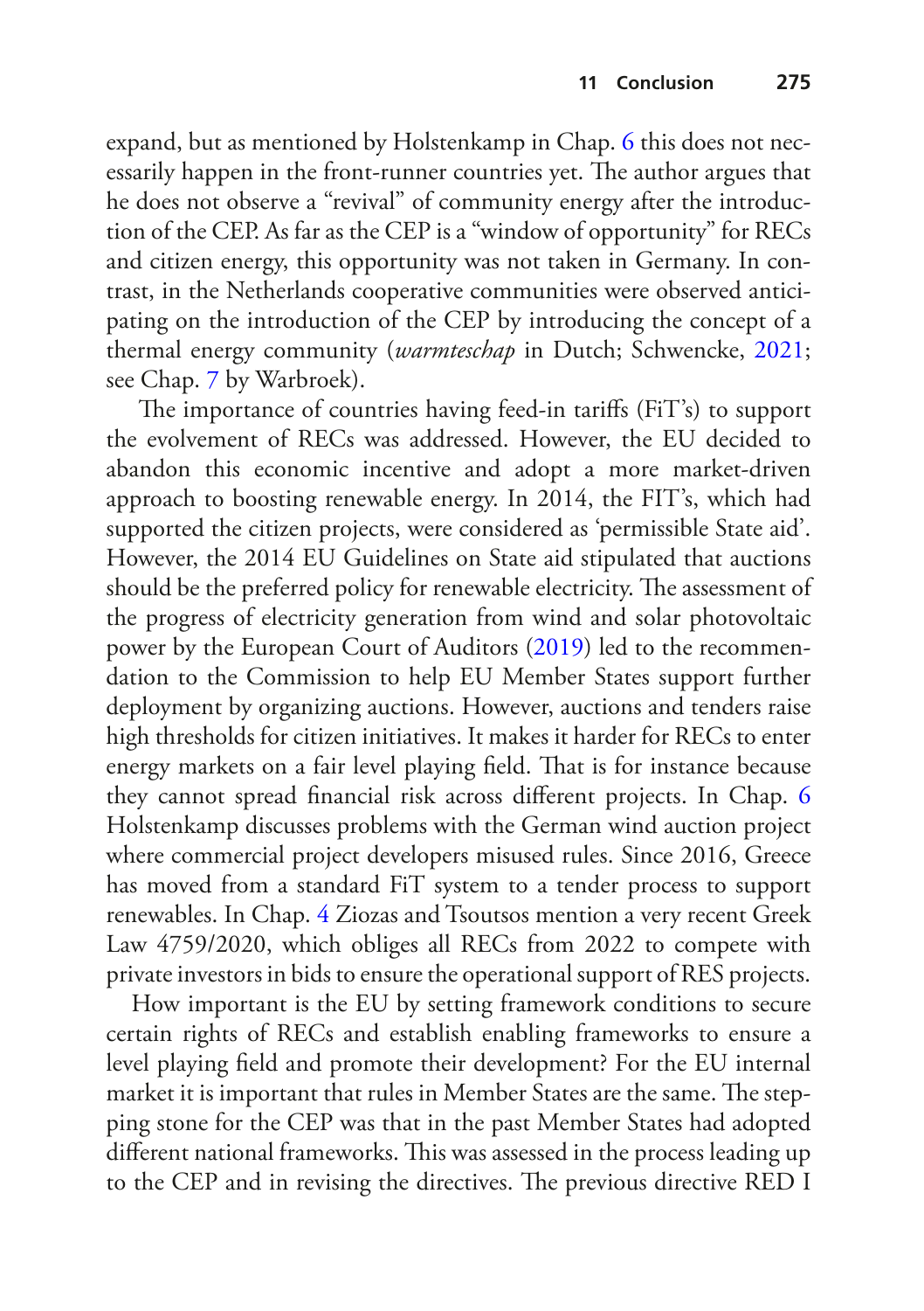expand, but as mentioned by Holstenkamp in Chap. 6 this does not necessarily happen in the front-runner countries yet. The author argues that he does not observe a "revival" of community energy after the introduction of the CEP. As far as the CEP is a "window of opportunity" for RECs and citizen energy, this opportunity was not taken in Germany. In contrast, in the Netherlands cooperative communities were observed anticipating on the introduction of the CEP by introducing the concept of a thermal energy community (*warmteschap* in Dutch; Schwencke, 2021; see Chap. 7 by Warbroek).

The importance of countries having feed-in tariffs (FiT's) to support the evolvement of RECs was addressed. However, the EU decided to abandon this economic incentive and adopt a more market-driven approach to boosting renewable energy. In 2014, the FIT's, which had supported the citizen projects, were considered as 'permissible State aid'. However, the 2014 EU Guidelines on State aid stipulated that auctions should be the preferred policy for renewable electricity. The assessment of the progress of electricity generation from wind and solar photovoltaic power by the European Court of Auditors (2019) led to the recommendation to the Commission to help EU Member States support further deployment by organizing auctions. However, auctions and tenders raise high thresholds for citizen initiatives. It makes it harder for RECs to enter energy markets on a fair level playing field. That is for instance because they cannot spread financial risk across different projects. In Chap. 6 Holstenkamp discusses problems with the German wind auction project where commercial project developers misused rules. Since 2016, Greece has moved from a standard FiT system to a tender process to support renewables. In Chap. 4 Ziozas and Tsoutsos mention a very recent Greek Law 4759/2020, which obliges all RECs from 2022 to compete with private investors in bids to ensure the operational support of RES projects.

How important is the EU by setting framework conditions to secure certain rights of RECs and establish enabling frameworks to ensure a level playing field and promote their development? For the EU internal market it is important that rules in Member States are the same. The stepping stone for the CEP was that in the past Member States had adopted different national frameworks. This was assessed in the process leading up to the CEP and in revising the directives. The previous directive RED I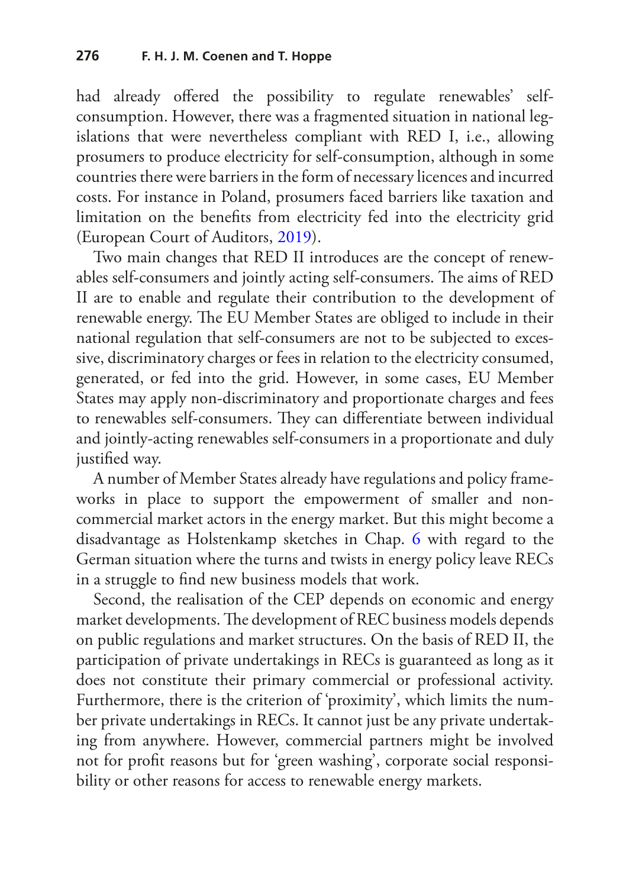had already offered the possibility to regulate renewables' self-consumption. However, there was a fragmented situation in national legislations that were nevertheless compliant with RED I, i.e., allowing prosumers to produce electricity for self-consumption, although in some countries there were barriers in the form of necessary licences and incurred costs. For instance in Poland, prosumers faced barriers like taxation and limitation on the benefits from electricity fed into the electricity grid (European Court of Auditors, 2019).

Two main changes that RED II introduces are the concept of renewables self-consumers and jointly acting self-consumers. The aims of RED II are to enable and regulate their contribution to the development of renewable energy. The EU Member States are obliged to include in their national regulation that self-consumers are not to be subjected to excessive, discriminatory charges or fees in relation to the electricity consumed, generated, or fed into the grid. However, in some cases, EU Member States may apply non-discriminatory and proportionate charges and fees to renewables self-consumers. They can differentiate between individual and jointly-acting renewables self-consumers in a proportionate and duly justified way.

A number of Member States already have regulations and policy frameworks in place to support the empowerment of smaller and non-commercial market actors in the energy market. But this might become a disadvantage as Holstenkamp sketches in Chap. 6 with regard to the German situation where the turns and twists in energy policy leave RECs in a struggle to find new business models that work.

Second, the realisation of the CEP depends on economic and energy market developments. The development of REC business models depends on public regulations and market structures. On the basis of RED II, the participation of private undertakings in RECs is guaranteed as long as it does not constitute their primary commercial or professional activity. Furthermore, there is the criterion of 'proximity', which limits the number private undertakings in RECs. It cannot just be any private undertaking from anywhere. However, commercial partners might be involved not for profit reasons but for 'green washing', corporate social responsibility or other reasons for access to renewable energy markets.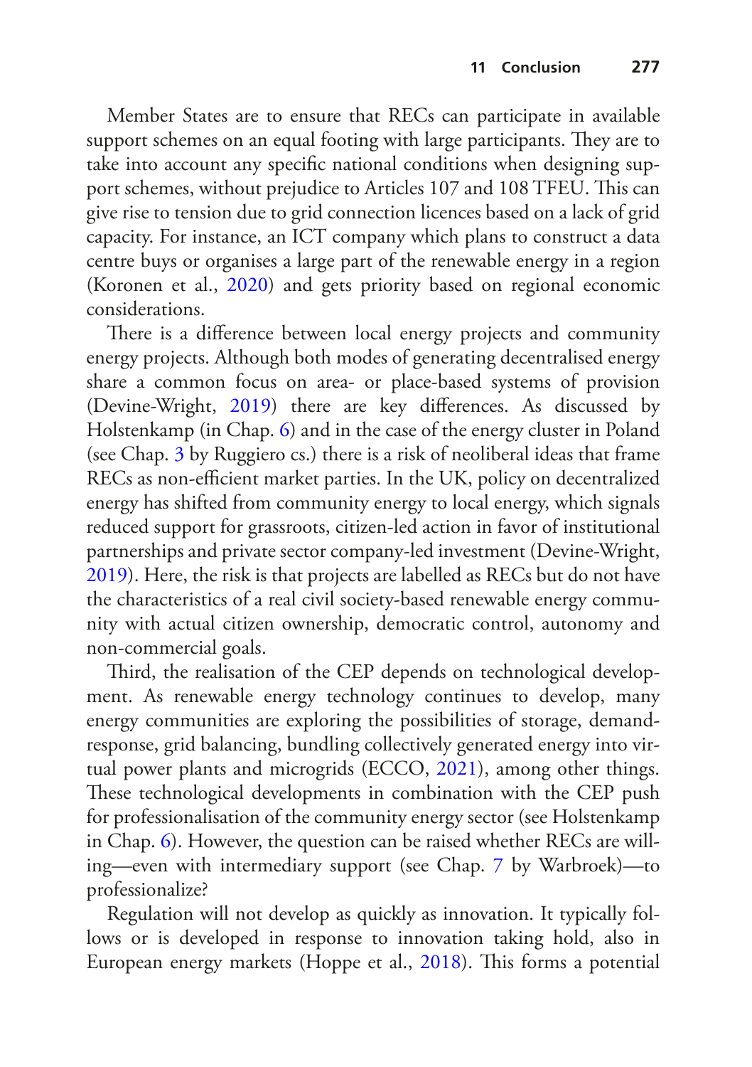Member States are to ensure that RECs can participate in available support schemes on an equal footing with large participants. They are to take into account any specific national conditions when designing support schemes, without prejudice to Articles 107 and 108 TFEU. This can give rise to tension due to grid connection licences based on a lack of grid capacity. For instance, an ICT company which plans to construct a data centre buys or organises a large part of the renewable energy in a region (Koronen et al., 2020) and gets priority based on regional economic considerations.

There is a difference between local energy projects and community energy projects. Although both modes of generating decentralised energy share a common focus on area- or place-based systems of provision (Devine-Wright, 2019) there are key differences. As discussed by Holstenkamp (in Chap. 6) and in the case of the energy cluster in Poland (see Chap. 3 by Ruggiero cs.) there is a risk of neoliberal ideas that frame RECs as non-efficient market parties. In the UK, policy on decentralized energy has shifted from community energy to local energy, which signals reduced support for grassroots, citizen-led action in favor of institutional partnerships and private sector company-led investment (Devine-Wright, 2019). Here, the risk is that projects are labelled as RECs but do not have the characteristics of a real civil society-based renewable energy community with actual citizen ownership, democratic control, autonomy and non-commercial goals.

Third, the realisation of the CEP depends on technological development. As renewable energy technology continues to develop, many energy communities are exploring the possibilities of storage, demand-response, grid balancing, bundling collectively generated energy into virtual power plants and microgrids (ECCO, 2021), among other things. These technological developments in combination with the CEP push for professionalisation of the community energy sector (see Holstenkamp in Chap. 6). However, the question can be raised whether RECs are willing—even with intermediary support (see Chap. 7 by Warbroek)—to professionalize?

Regulation will not develop as quickly as innovation. It typically follows or is developed in response to innovation taking hold, also in European energy markets (Hoppe et al., 2018). This forms a potential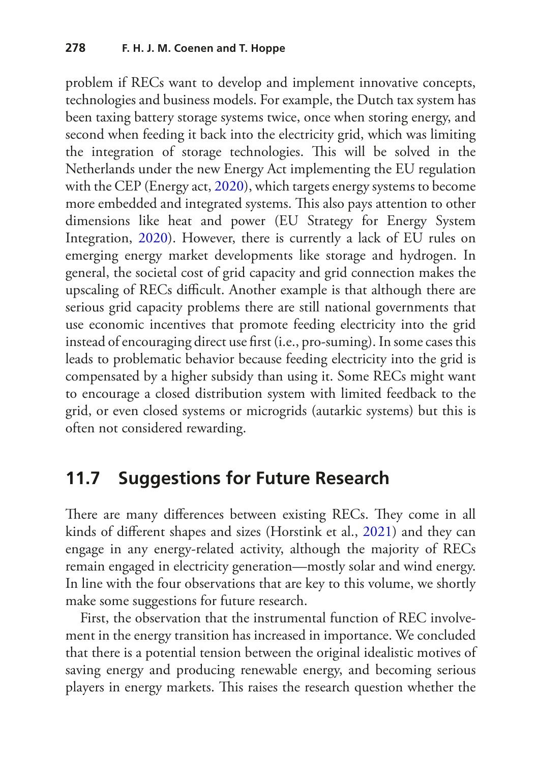problem if RECs want to develop and implement innovative concepts, technologies and business models. For example, the Dutch tax system has been taxing battery storage systems twice, once when storing energy, and second when feeding it back into the electricity grid, which was limiting the integration of storage technologies. This will be solved in the Netherlands under the new Energy Act implementing the EU regulation with the CEP (Energy act, 2020), which targets energy systems to become more embedded and integrated systems. This also pays attention to other dimensions like heat and power (EU Strategy for Energy System Integration, 2020). However, there is currently a lack of EU rules on emerging energy market developments like storage and hydrogen. In general, the societal cost of grid capacity and grid connection makes the upscaling of RECs difficult. Another example is that although there are serious grid capacity problems there are still national governments that use economic incentives that promote feeding electricity into the grid instead of encouraging direct use first (i.e., pro-suming). In some cases this leads to problematic behavior because feeding electricity into the grid is compensated by a higher subsidy than using it. Some RECs might want to encourage a closed distribution system with limited feedback to the grid, or even closed systems or microgrids (autarkic systems) but this is often not considered rewarding.

## 11.7 Suggestions for Future Research

There are many differences between existing RECs. They come in all kinds of different shapes and sizes (Horstink et al., 2021) and they can engage in any energy-related activity, although the majority of RECs remain engaged in electricity generation—mostly solar and wind energy. In line with the four observations that are key to this volume, we shortly make some suggestions for future research.

First, the observation that the instrumental function of REC involvement in the energy transition has increased in importance. We concluded that there is a potential tension between the original idealistic motives of saving energy and producing renewable energy, and becoming serious players in energy markets. This raises the research question whether the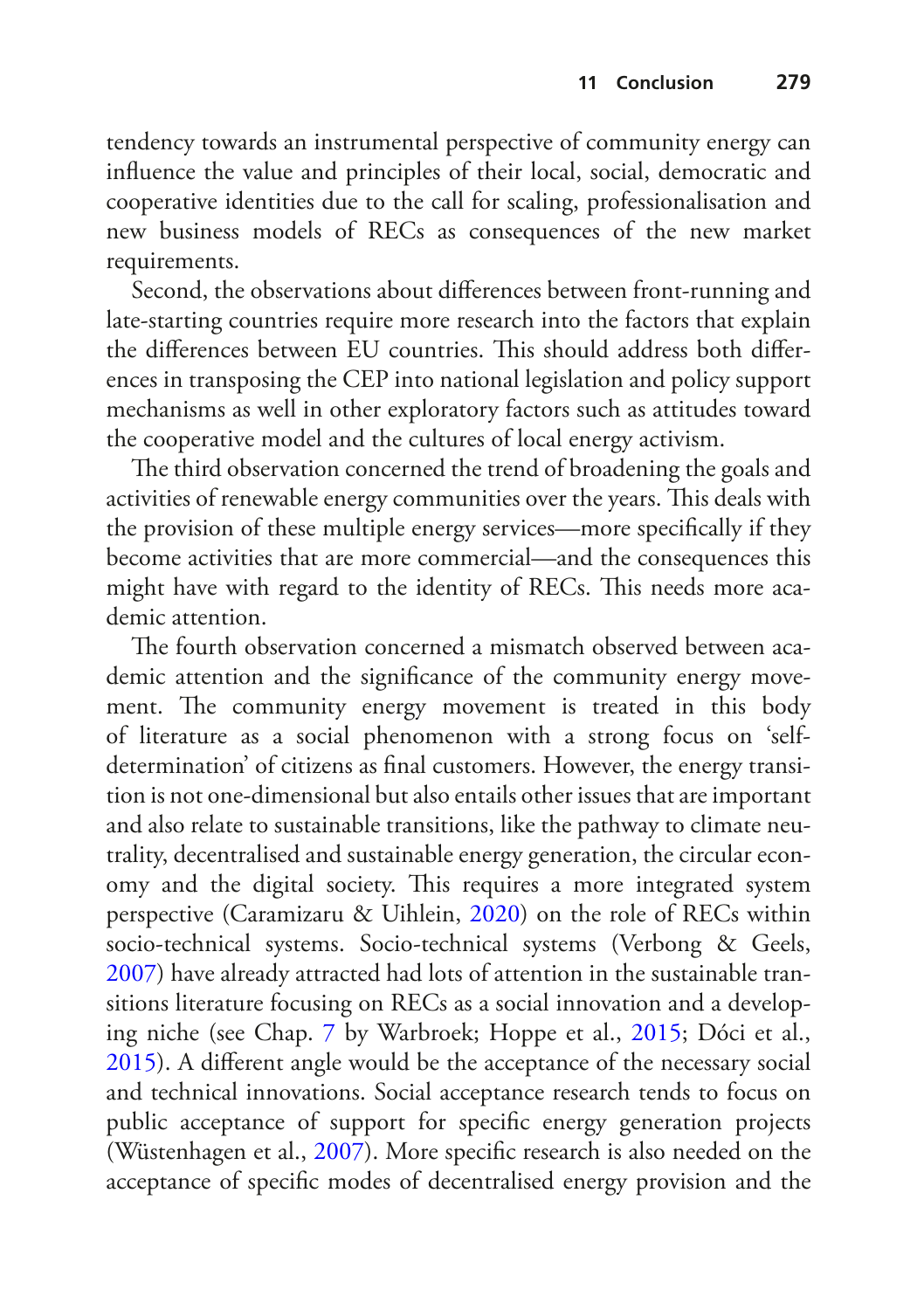tendency towards an instrumental perspective of community energy can influence the value and principles of their local, social, democratic and cooperative identities due to the call for scaling, professionalisation and new business models of RECs as consequences of the new market requirements.

Second, the observations about differences between front-running and late-starting countries require more research into the factors that explain the differences between EU countries. This should address both differences in transposing the CEP into national legislation and policy support mechanisms as well in other exploratory factors such as attitudes toward the cooperative model and the cultures of local energy activism.

The third observation concerned the trend of broadening the goals and activities of renewable energy communities over the years. This deals with the provision of these multiple energy services—more specifically if they become activities that are more commercial—and the consequences this might have with regard to the identity of RECs. This needs more academic attention.

The fourth observation concerned a mismatch observed between academic attention and the significance of the community energy movement. The community energy movement is treated in this body of literature as a social phenomenon with a strong focus on 'self-determination' of citizens as final customers. However, the energy transition is not one-dimensional but also entails other issues that are important and also relate to sustainable transitions, like the pathway to climate neutrality, decentralised and sustainable energy generation, the circular economy and the digital society. This requires a more integrated system perspective (Caramizaru & Uihlein, 2020) on the role of RECs within socio-technical systems. Socio-technical systems (Verbong & Geels, 2007) have already attracted had lots of attention in the sustainable transitions literature focusing on RECs as a social innovation and a developing niche (see Chap. 7 by Warbroek; Hoppe et al., 2015; Dóci et al., 2015). A different angle would be the acceptance of the necessary social and technical innovations. Social acceptance research tends to focus on public acceptance of support for specific energy generation projects (Wüstenhagen et al., 2007). More specific research is also needed on the acceptance of specific modes of decentralised energy provision and the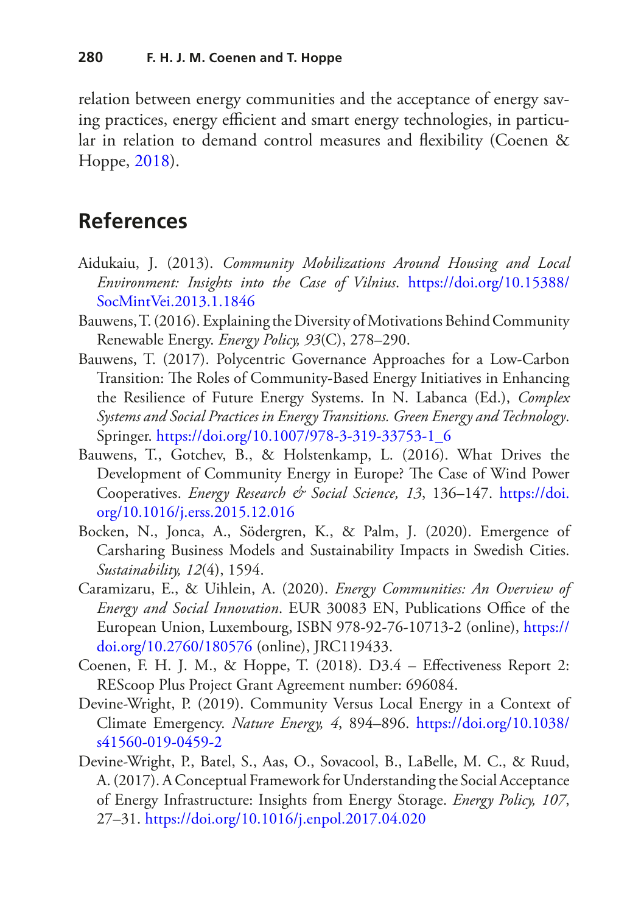relation between energy communities and the acceptance of energy saving practices, energy efficient and smart energy technologies, in particular in relation to demand control measures and flexibility (Coenen & Hoppe, 2018).

## References

Aidukaiu, J. (2013). *Community Mobilizations Around Housing and Local Environment: Insights into the Case of Vilnius*. https://doi.org/10.15388/SocMintVei.2013.1.1846

Bauwens, T. (2016). Explaining the Diversity of Motivations Behind Community Renewable Energy. *Energy Policy, 93*(C), 278–290.

Bauwens, T. (2017). Polycentric Governance Approaches for a Low-Carbon Transition: The Roles of Community-Based Energy Initiatives in Enhancing the Resilience of Future Energy Systems. In N. Labanca (Ed.), *Complex Systems and Social Practices in Energy Transitions. Green Energy and Technology*. Springer. https://doi.org/10.1007/978-3-319-33753-1_6

Bauwens, T., Gotchev, B., & Holstenkamp, L. (2016). What Drives the Development of Community Energy in Europe? The Case of Wind Power Cooperatives. *Energy Research & Social Science, 13*, 136–147. https://doi.org/10.1016/j.erss.2015.12.016

Bocken, N., Jonca, A., Södergren, K., & Palm, J. (2020). Emergence of Carsharing Business Models and Sustainability Impacts in Swedish Cities. *Sustainability, 12*(4), 1594.

Caramizaru, E., & Uihlein, A. (2020). *Energy Communities: An Overview of Energy and Social Innovation*. EUR 30083 EN, Publications Office of the European Union, Luxembourg, ISBN 978-92-76-10713-2 (online), https://doi.org/10.2760/180576 (online), JRC119433.

Coenen, F. H. J. M., & Hoppe, T. (2018). D3.4 – Effectiveness Report 2: REScoop Plus Project Grant Agreement number: 696084.

Devine-Wright, P. (2019). Community Versus Local Energy in a Context of Climate Emergency. *Nature Energy, 4*, 894–896. https://doi.org/10.1038/s41560-019-0459-2

Devine-Wright, P., Batel, S., Aas, O., Sovacool, B., LaBelle, M. C., & Ruud, A. (2017). A Conceptual Framework for Understanding the Social Acceptance of Energy Infrastructure: Insights from Energy Storage. *Energy Policy, 107*, 27–31. https://doi.org/10.1016/j.enpol.2017.04.020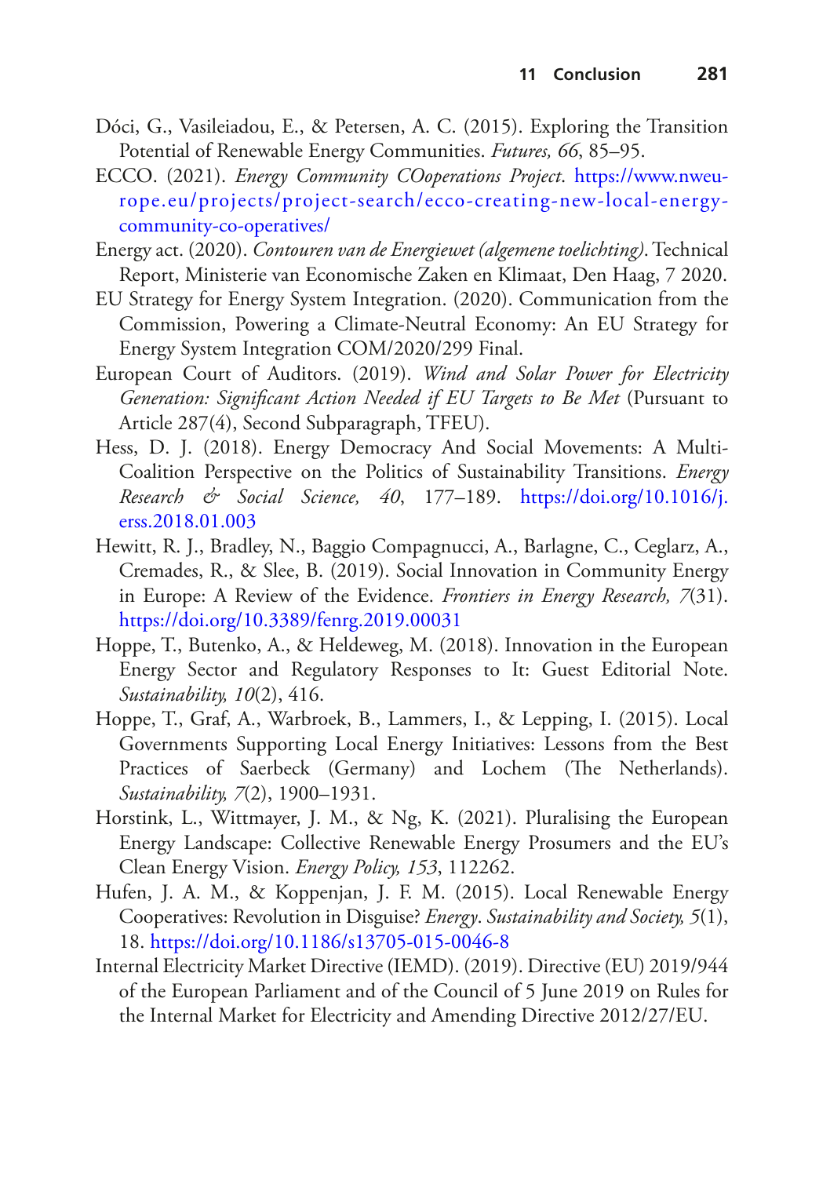Dóci, G., Vasileiadou, E., & Petersen, A. C. (2015). Exploring the Transition Potential of Renewable Energy Communities. *Futures, 66*, 85–95.

ECCO. (2021). *Energy Community COoperations Project*. https://www.nweurope.eu/projects/project-search/ecco-creating-new-local-energy-community-co-operatives/

Energy act. (2020). *Contouren van de Energiewet (algemene toelichting)*. Technical Report, Ministerie van Economische Zaken en Klimaat, Den Haag, 7 2020.

EU Strategy for Energy System Integration. (2020). Communication from the Commission, Powering a Climate-Neutral Economy: An EU Strategy for Energy System Integration COM/2020/299 Final.

European Court of Auditors. (2019). *Wind and Solar Power for Electricity Generation: Significant Action Needed if EU Targets to Be Met* (Pursuant to Article 287(4), Second Subparagraph, TFEU).

Hess, D. J. (2018). Energy Democracy And Social Movements: A Multi-Coalition Perspective on the Politics of Sustainability Transitions. *Energy Research & Social Science, 40*, 177–189. https://doi.org/10.1016/j.erss.2018.01.003

Hewitt, R. J., Bradley, N., Baggio Compagnucci, A., Barlagne, C., Ceglarz, A., Cremades, R., & Slee, B. (2019). Social Innovation in Community Energy in Europe: A Review of the Evidence. *Frontiers in Energy Research, 7*(31). https://doi.org/10.3389/fenrg.2019.00031

Hoppe, T., Butenko, A., & Heldeweg, M. (2018). Innovation in the European Energy Sector and Regulatory Responses to It: Guest Editorial Note. *Sustainability, 10*(2), 416.

Hoppe, T., Graf, A., Warbroek, B., Lammers, I., & Lepping, I. (2015). Local Governments Supporting Local Energy Initiatives: Lessons from the Best Practices of Saerbeck (Germany) and Lochem (The Netherlands). *Sustainability, 7*(2), 1900–1931.

Horstink, L., Wittmayer, J. M., & Ng, K. (2021). Pluralising the European Energy Landscape: Collective Renewable Energy Prosumers and the EU's Clean Energy Vision. *Energy Policy, 153*, 112262.

Hufen, J. A. M., & Koppenjan, J. F. M. (2015). Local Renewable Energy Cooperatives: Revolution in Disguise? *Energy*. *Sustainability and Society, 5*(1), 18. https://doi.org/10.1186/s13705-015-0046-8

Internal Electricity Market Directive (IEMD). (2019). Directive (EU) 2019/944 of the European Parliament and of the Council of 5 June 2019 on Rules for the Internal Market for Electricity and Amending Directive 2012/27/EU.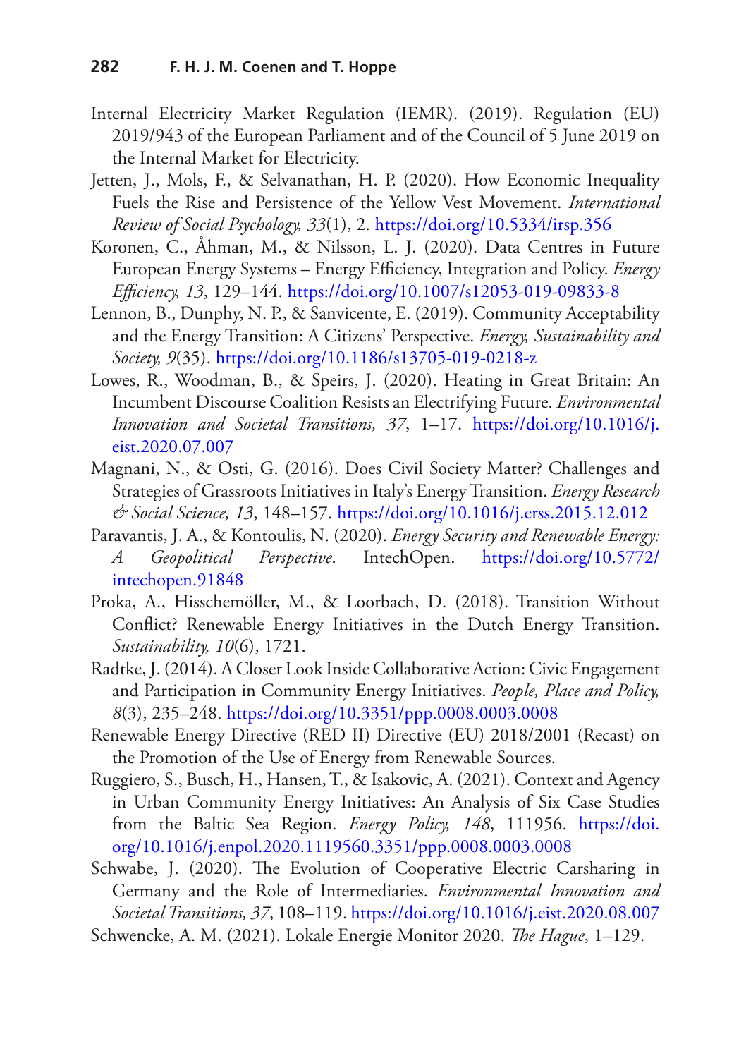Internal Electricity Market Regulation (IEMR). (2019). Regulation (EU) 2019/943 of the European Parliament and of the Council of 5 June 2019 on the Internal Market for Electricity.

Jetten, J., Mols, F., & Selvanathan, H. P. (2020). How Economic Inequality Fuels the Rise and Persistence of the Yellow Vest Movement. *International Review of Social Psychology, 33*(1), 2. https://doi.org/10.5334/irsp.356

Koronen, C., Åhman, M., & Nilsson, L. J. (2020). Data Centres in Future European Energy Systems – Energy Efficiency, Integration and Policy. *Energy Efficiency, 13*, 129–144. https://doi.org/10.1007/s12053-019-09833-8

Lennon, B., Dunphy, N. P., & Sanvicente, E. (2019). Community Acceptability and the Energy Transition: A Citizens' Perspective. *Energy, Sustainability and Society, 9*(35). https://doi.org/10.1186/s13705-019-0218-z

Lowes, R., Woodman, B., & Speirs, J. (2020). Heating in Great Britain: An Incumbent Discourse Coalition Resists an Electrifying Future. *Environmental Innovation and Societal Transitions, 37*, 1–17. https://doi.org/10.1016/j.eist.2020.07.007

Magnani, N., & Osti, G. (2016). Does Civil Society Matter? Challenges and Strategies of Grassroots Initiatives in Italy's Energy Transition. *Energy Research & Social Science, 13*, 148–157. https://doi.org/10.1016/j.erss.2015.12.012

Paravantis, J. A., & Kontoulis, N. (2020). *Energy Security and Renewable Energy: A Geopolitical Perspective*. IntechOpen. https://doi.org/10.5772/intechopen.91848

Proka, A., Hisschemöller, M., & Loorbach, D. (2018). Transition Without Conflict? Renewable Energy Initiatives in the Dutch Energy Transition. *Sustainability, 10*(6), 1721.

Radtke, J. (2014). A Closer Look Inside Collaborative Action: Civic Engagement and Participation in Community Energy Initiatives. *People, Place and Policy, 8*(3), 235–248. https://doi.org/10.3351/ppp.0008.0003.0008

Renewable Energy Directive (RED II) Directive (EU) 2018/2001 (Recast) on the Promotion of the Use of Energy from Renewable Sources.

Ruggiero, S., Busch, H., Hansen, T., & Isakovic, A. (2021). Context and Agency in Urban Community Energy Initiatives: An Analysis of Six Case Studies from the Baltic Sea Region. *Energy Policy, 148*, 111956. https://doi.org/10.1016/j.enpol.2020.1119560.3351/ppp.0008.0003.0008

Schwabe, J. (2020). The Evolution of Cooperative Electric Carsharing in Germany and the Role of Intermediaries. *Environmental Innovation and Societal Transitions, 37*, 108–119. https://doi.org/10.1016/j.eist.2020.08.007

Schwencke, A. M. (2021). Lokale Energie Monitor 2020. *The Hague*, 1–129.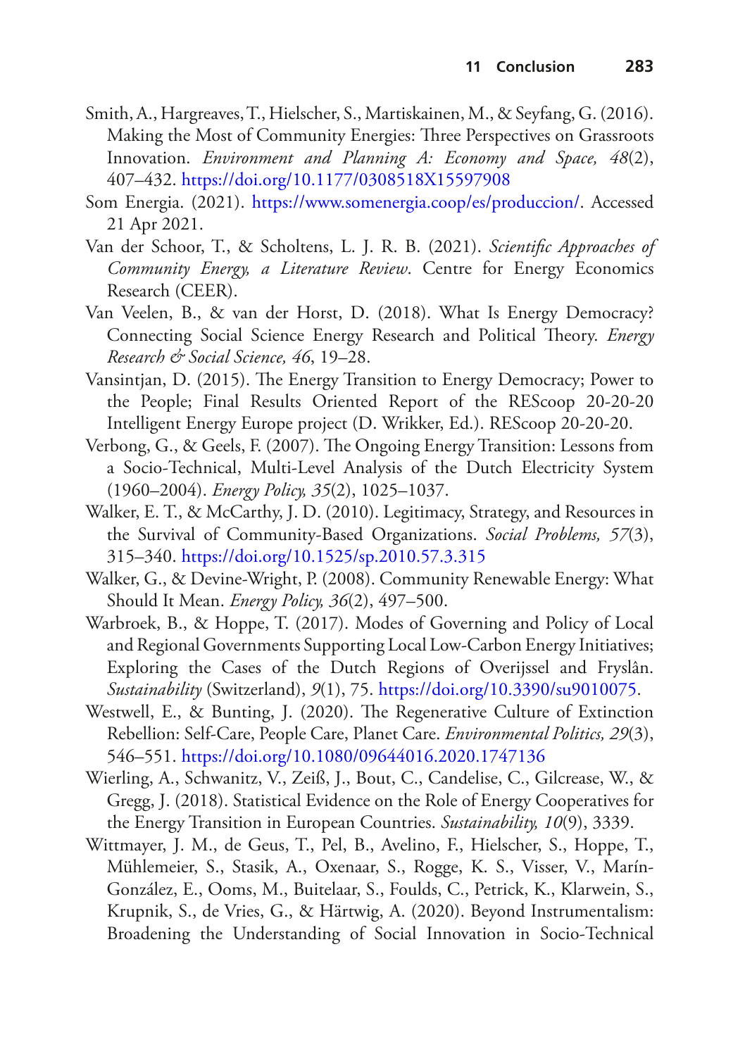Smith, A., Hargreaves, T., Hielscher, S., Martiskainen, M., & Seyfang, G. (2016). Making the Most of Community Energies: Three Perspectives on Grassroots Innovation. *Environment and Planning A: Economy and Space, 48*(2), 407–432. https://doi.org/10.1177/0308518X15597908

Som Energia. (2021). https://www.somenergia.coop/es/produccion/. Accessed 21 Apr 2021.

Van der Schoor, T., & Scholtens, L. J. R. B. (2021). *Scientific Approaches of Community Energy, a Literature Review*. Centre for Energy Economics Research (CEER).

Van Veelen, B., & van der Horst, D. (2018). What Is Energy Democracy? Connecting Social Science Energy Research and Political Theory. *Energy Research & Social Science, 46*, 19–28.

Vansintjan, D. (2015). The Energy Transition to Energy Democracy; Power to the People; Final Results Oriented Report of the REScoop 20-20-20 Intelligent Energy Europe project (D. Wrikker, Ed.). REScoop 20-20-20.

Verbong, G., & Geels, F. (2007). The Ongoing Energy Transition: Lessons from a Socio-Technical, Multi-Level Analysis of the Dutch Electricity System (1960–2004). *Energy Policy, 35*(2), 1025–1037.

Walker, E. T., & McCarthy, J. D. (2010). Legitimacy, Strategy, and Resources in the Survival of Community-Based Organizations. *Social Problems, 57*(3), 315–340. https://doi.org/10.1525/sp.2010.57.3.315

Walker, G., & Devine-Wright, P. (2008). Community Renewable Energy: What Should It Mean. *Energy Policy, 36*(2), 497–500.

Warbroek, B., & Hoppe, T. (2017). Modes of Governing and Policy of Local and Regional Governments Supporting Local Low-Carbon Energy Initiatives; Exploring the Cases of the Dutch Regions of Overijssel and Fryslân. *Sustainability* (Switzerland), *9*(1), 75. https://doi.org/10.3390/su9010075.

Westwell, E., & Bunting, J. (2020). The Regenerative Culture of Extinction Rebellion: Self-Care, People Care, Planet Care. *Environmental Politics, 29*(3), 546–551. https://doi.org/10.1080/09644016.2020.1747136

Wierling, A., Schwanitz, V., Zeiß, J., Bout, C., Candelise, C., Gilcrease, W., & Gregg, J. (2018). Statistical Evidence on the Role of Energy Cooperatives for the Energy Transition in European Countries. *Sustainability, 10*(9), 3339.

Wittmayer, J. M., de Geus, T., Pel, B., Avelino, F., Hielscher, S., Hoppe, T., Mühlemeier, S., Stasik, A., Oxenaar, S., Rogge, K. S., Visser, V., Marín-González, E., Ooms, M., Buitelaar, S., Foulds, C., Petrick, K., Klarwein, S., Krupnik, S., de Vries, G., & Härtwig, A. (2020). Beyond Instrumentalism: Broadening the Understanding of Social Innovation in Socio-Technical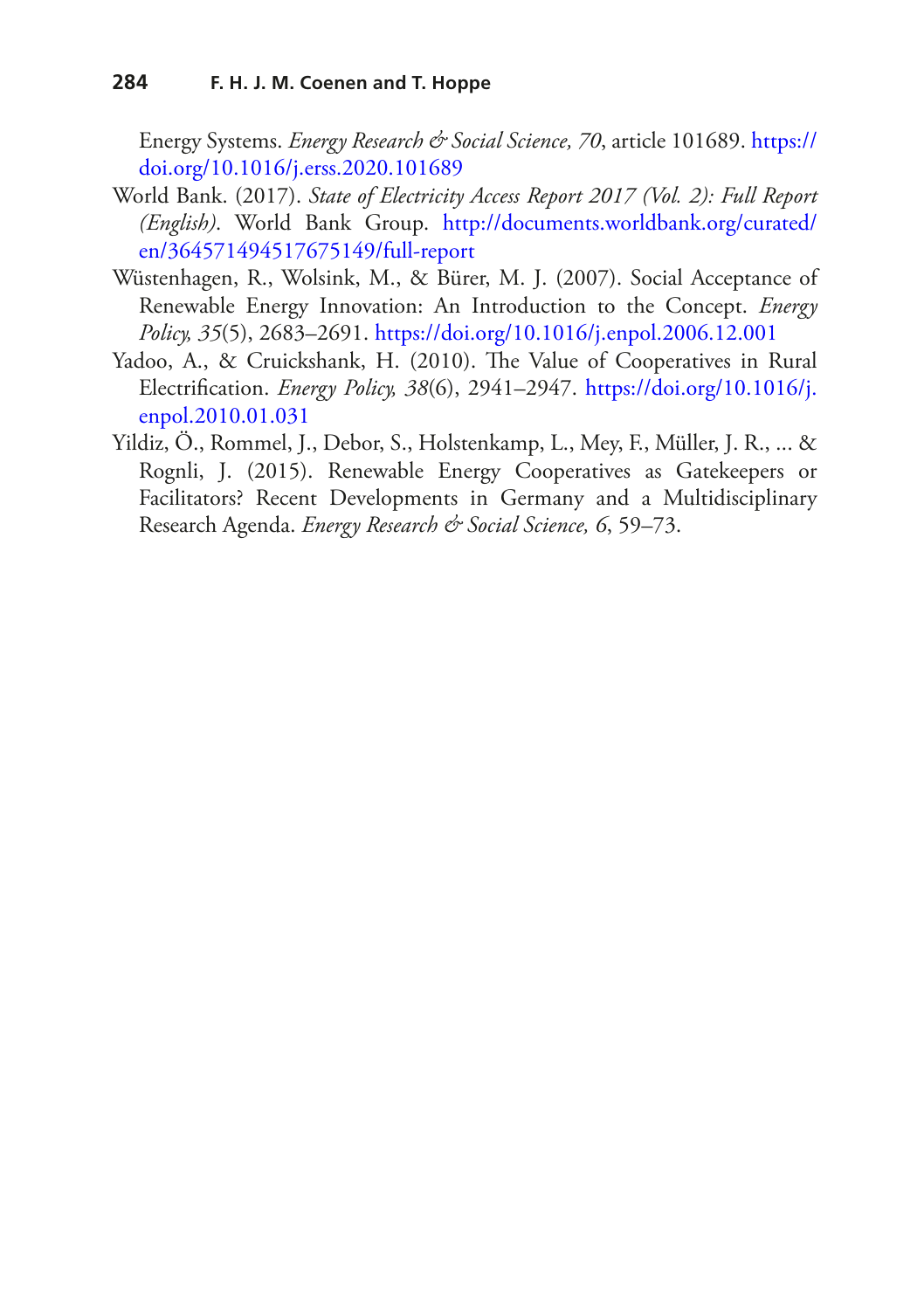Energy Systems. *Energy Research & Social Science, 70*, article 101689. https://doi.org/10.1016/j.erss.2020.101689

World Bank. (2017). *State of Electricity Access Report 2017 (Vol. 2): Full Report (English)*. World Bank Group. http://documents.worldbank.org/curated/en/364571494517675149/full-report

Wüstenhagen, R., Wolsink, M., & Bürer, M. J. (2007). Social Acceptance of Renewable Energy Innovation: An Introduction to the Concept. *Energy Policy, 35*(5), 2683–2691. https://doi.org/10.1016/j.enpol.2006.12.001

Yadoo, A., & Cruickshank, H. (2010). The Value of Cooperatives in Rural Electrification. *Energy Policy, 38*(6), 2941–2947. https://doi.org/10.1016/j.enpol.2010.01.031

Yildiz, Ö., Rommel, J., Debor, S., Holstenkamp, L., Mey, F., Müller, J. R., ... & Rognli, J. (2015). Renewable Energy Cooperatives as Gatekeepers or Facilitators? Recent Developments in Germany and a Multidisciplinary Research Agenda. *Energy Research & Social Science, 6*, 59–73.